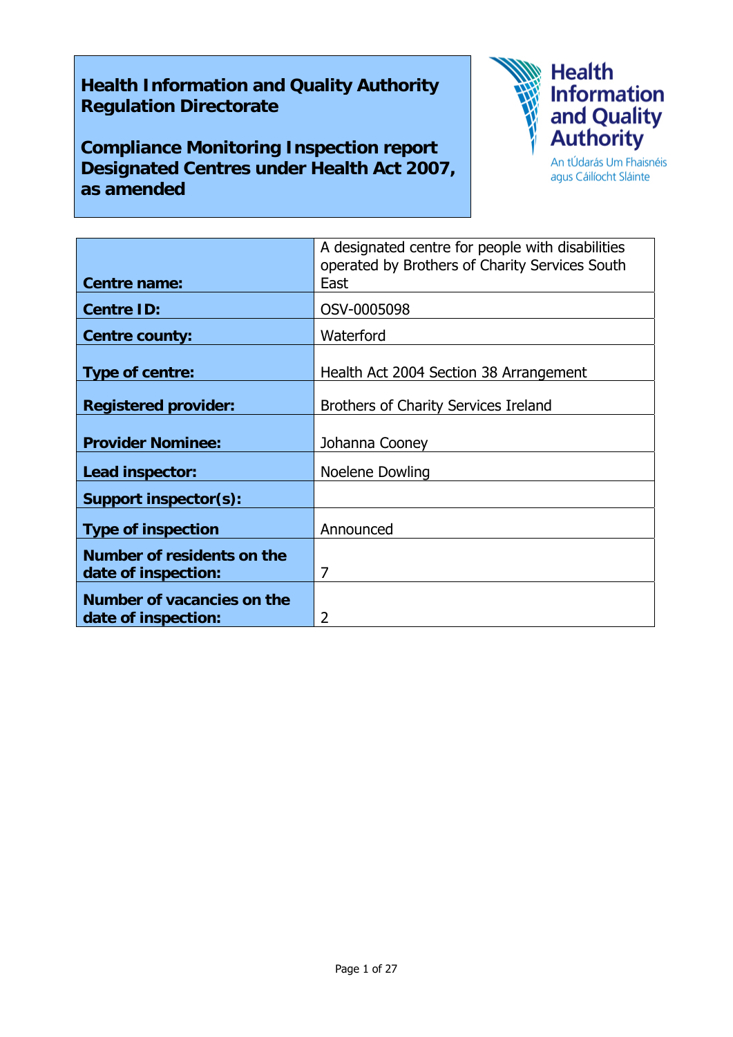**Health Information and Quality Authority**
**Regulation Directorate**

**Compliance Monitoring Inspection report**
**Designated Centres under Health Act 2007, as amended**

Health Information and Quality Authority
An tÚdarás Um Fhaisnéis agus Cáilíocht Sláinte

| | |
|---|---|
| **Centre name:** | A designated centre for people with disabilities operated by Brothers of Charity Services South East |
| **Centre ID:** | OSV-0005098 |
| **Centre county:** | Waterford |
| **Type of centre:** | Health Act 2004 Section 38 Arrangement |
| **Registered provider:** | Brothers of Charity Services Ireland |
| **Provider Nominee:** | Johanna Cooney |
| **Lead inspector:** | Noelene Dowling |
| **Support inspector(s):** | |
| **Type of inspection** | Announced |
| **Number of residents on the date of inspection:** | 7 |
| **Number of vacancies on the date of inspection:** | 2 |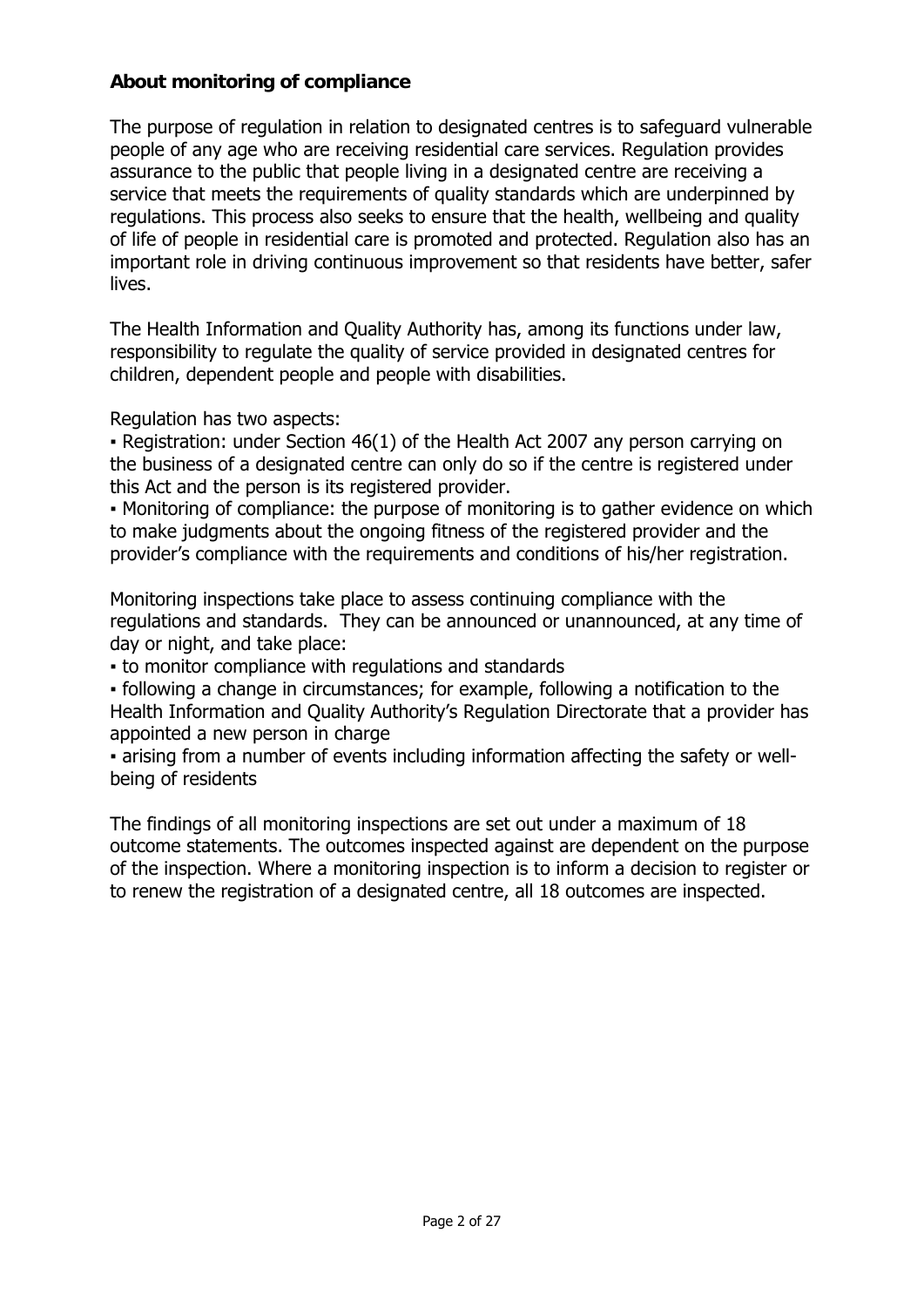**About monitoring of compliance**

The purpose of regulation in relation to designated centres is to safeguard vulnerable people of any age who are receiving residential care services. Regulation provides assurance to the public that people living in a designated centre are receiving a service that meets the requirements of quality standards which are underpinned by regulations. This process also seeks to ensure that the health, wellbeing and quality of life of people in residential care is promoted and protected. Regulation also has an important role in driving continuous improvement so that residents have better, safer lives.

The Health Information and Quality Authority has, among its functions under law, responsibility to regulate the quality of service provided in designated centres for children, dependent people and people with disabilities.

Regulation has two aspects:

- Registration: under Section 46(1) of the Health Act 2007 any person carrying on the business of a designated centre can only do so if the centre is registered under this Act and the person is its registered provider.
- Monitoring of compliance: the purpose of monitoring is to gather evidence on which to make judgments about the ongoing fitness of the registered provider and the provider's compliance with the requirements and conditions of his/her registration.

Monitoring inspections take place to assess continuing compliance with the regulations and standards. They can be announced or unannounced, at any time of day or night, and take place:

- to monitor compliance with regulations and standards
- following a change in circumstances; for example, following a notification to the Health Information and Quality Authority's Regulation Directorate that a provider has appointed a new person in charge
- arising from a number of events including information affecting the safety or well-being of residents

The findings of all monitoring inspections are set out under a maximum of 18 outcome statements. The outcomes inspected against are dependent on the purpose of the inspection. Where a monitoring inspection is to inform a decision to register or to renew the registration of a designated centre, all 18 outcomes are inspected.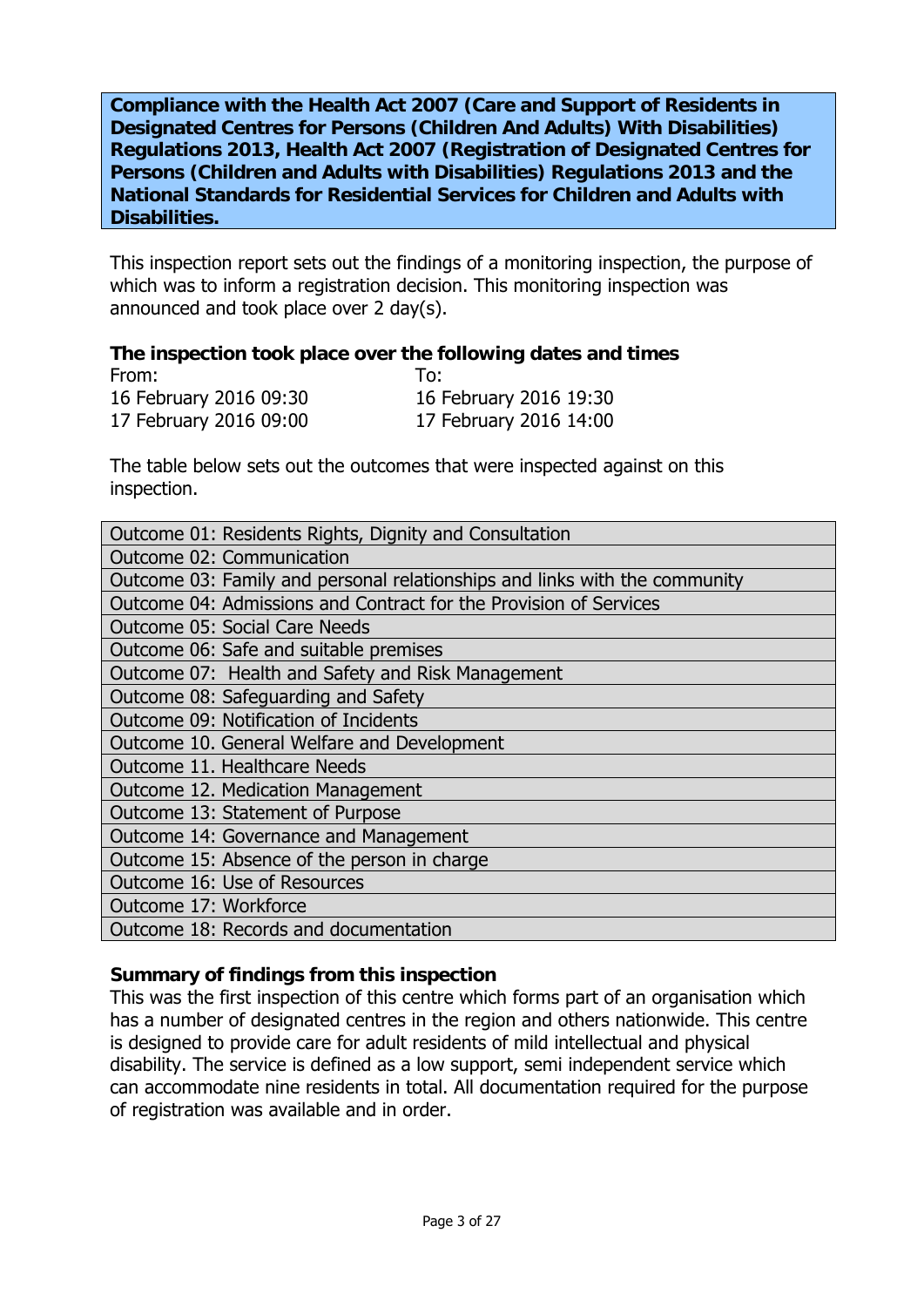**Compliance with the Health Act 2007 (Care and Support of Residents in Designated Centres for Persons (Children And Adults) With Disabilities) Regulations 2013, Health Act 2007 (Registration of Designated Centres for Persons (Children and Adults with Disabilities) Regulations 2013 and the National Standards for Residential Services for Children and Adults with Disabilities.**

This inspection report sets out the findings of a monitoring inspection, the purpose of which was to inform a registration decision. This monitoring inspection was announced and took place over 2 day(s).

### The inspection took place over the following dates and times

| From: | To: |
| --- | --- |
| 16 February 2016 09:30 | 16 February 2016 19:30 |
| 17 February 2016 09:00 | 17 February 2016 14:00 |

The table below sets out the outcomes that were inspected against on this inspection.

| |
| --- |
| Outcome 01: Residents Rights, Dignity and Consultation |
| Outcome 02: Communication |
| Outcome 03: Family and personal relationships and links with the community |
| Outcome 04: Admissions and Contract for the Provision of Services |
| Outcome 05: Social Care Needs |
| Outcome 06: Safe and suitable premises |
| Outcome 07: Health and Safety and Risk Management |
| Outcome 08: Safeguarding and Safety |
| Outcome 09: Notification of Incidents |
| Outcome 10. General Welfare and Development |
| Outcome 11. Healthcare Needs |
| Outcome 12. Medication Management |
| Outcome 13: Statement of Purpose |
| Outcome 14: Governance and Management |
| Outcome 15: Absence of the person in charge |
| Outcome 16: Use of Resources |
| Outcome 17: Workforce |
| Outcome 18: Records and documentation |

### Summary of findings from this inspection

This was the first inspection of this centre which forms part of an organisation which has a number of designated centres in the region and others nationwide. This centre is designed to provide care for adult residents of mild intellectual and physical disability. The service is defined as a low support, semi independent service which can accommodate nine residents in total. All documentation required for the purpose of registration was available and in order.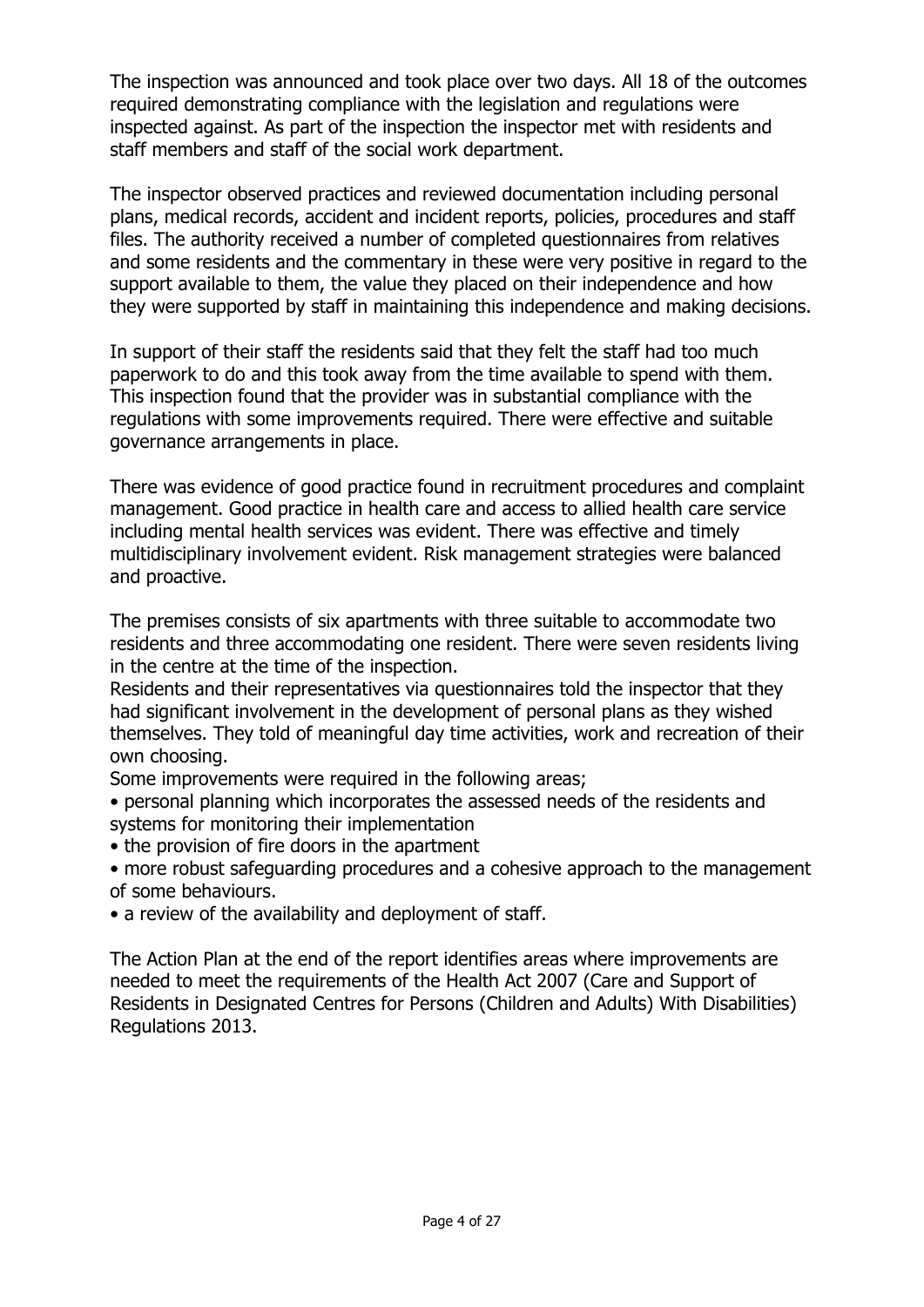The inspection was announced and took place over two days. All 18 of the outcomes required demonstrating compliance with the legislation and regulations were inspected against. As part of the inspection the inspector met with residents and staff members and staff of the social work department.

The inspector observed practices and reviewed documentation including personal plans, medical records, accident and incident reports, policies, procedures and staff files. The authority received a number of completed questionnaires from relatives and some residents and the commentary in these were very positive in regard to the support available to them, the value they placed on their independence and how they were supported by staff in maintaining this independence and making decisions.

In support of their staff the residents said that they felt the staff had too much paperwork to do and this took away from the time available to spend with them. This inspection found that the provider was in substantial compliance with the regulations with some improvements required. There were effective and suitable governance arrangements in place.

There was evidence of good practice found in recruitment procedures and complaint management. Good practice in health care and access to allied health care service including mental health services was evident. There was effective and timely multidisciplinary involvement evident. Risk management strategies were balanced and proactive.

The premises consists of six apartments with three suitable to accommodate two residents and three accommodating one resident. There were seven residents living in the centre at the time of the inspection.
Residents and their representatives via questionnaires told the inspector that they had significant involvement in the development of personal plans as they wished themselves. They told of meaningful day time activities, work and recreation of their own choosing.
Some improvements were required in the following areas;

- personal planning which incorporates the assessed needs of the residents and systems for monitoring their implementation
- the provision of fire doors in the apartment
- more robust safeguarding procedures and a cohesive approach to the management of some behaviours.
- a review of the availability and deployment of staff.

The Action Plan at the end of the report identifies areas where improvements are needed to meet the requirements of the Health Act 2007 (Care and Support of Residents in Designated Centres for Persons (Children and Adults) With Disabilities) Regulations 2013.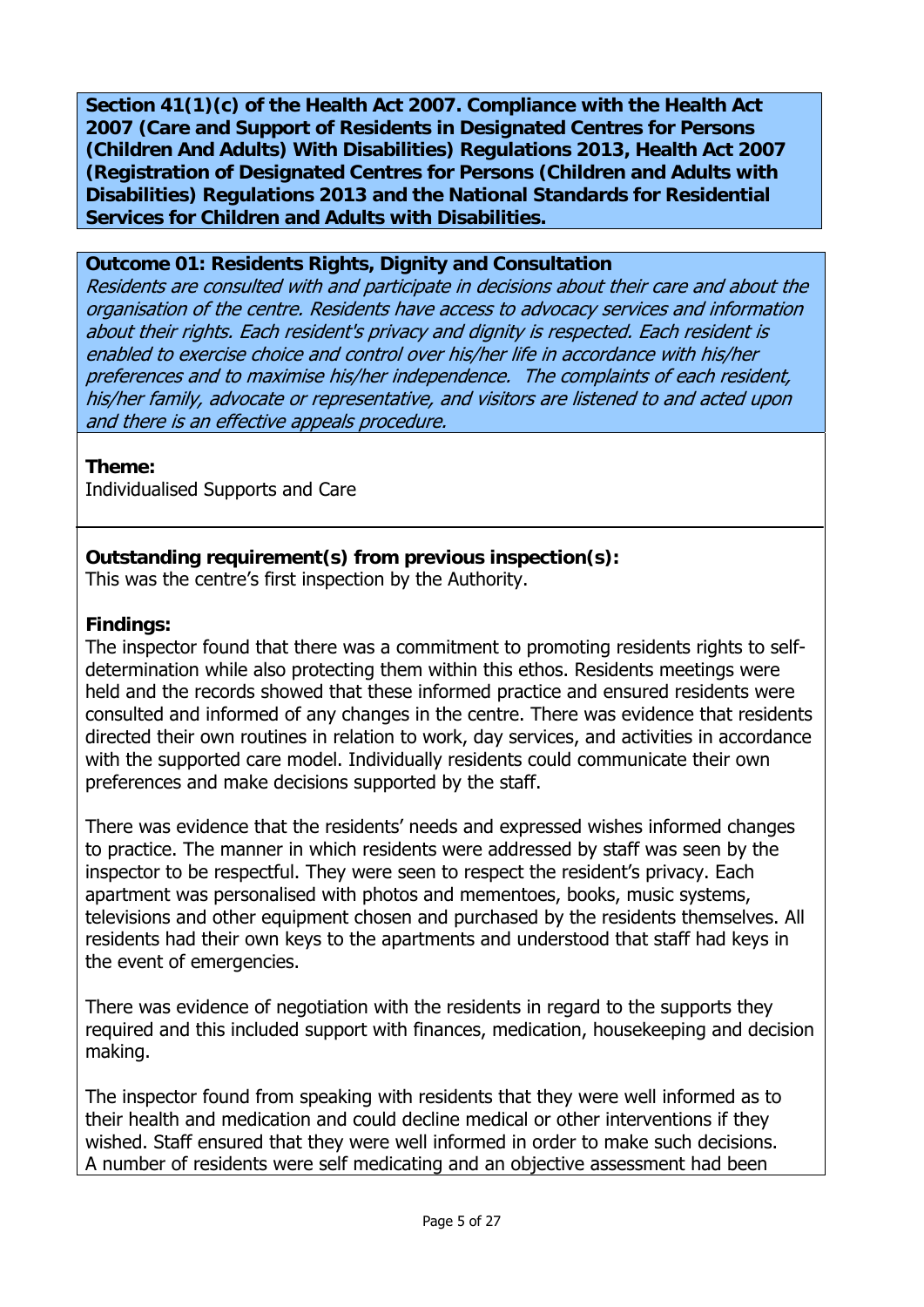**Section 41(1)(c) of the Health Act 2007. Compliance with the Health Act 2007 (Care and Support of Residents in Designated Centres for Persons (Children And Adults) With Disabilities) Regulations 2013, Health Act 2007 (Registration of Designated Centres for Persons (Children and Adults with Disabilities) Regulations 2013 and the National Standards for Residential Services for Children and Adults with Disabilities.**

**Outcome 01: Residents Rights, Dignity and Consultation**
*Residents are consulted with and participate in decisions about their care and about the organisation of the centre. Residents have access to advocacy services and information about their rights. Each resident's privacy and dignity is respected. Each resident is enabled to exercise choice and control over his/her life in accordance with his/her preferences and to maximise his/her independence. The complaints of each resident, his/her family, advocate or representative, and visitors are listened to and acted upon and there is an effective appeals procedure.*

**Theme:**
Individualised Supports and Care

**Outstanding requirement(s) from previous inspection(s):**
This was the centre's first inspection by the Authority.

**Findings:**
The inspector found that there was a commitment to promoting residents rights to self-determination while also protecting them within this ethos. Residents meetings were held and the records showed that these informed practice and ensured residents were consulted and informed of any changes in the centre. There was evidence that residents directed their own routines in relation to work, day services, and activities in accordance with the supported care model. Individually residents could communicate their own preferences and make decisions supported by the staff.

There was evidence that the residents' needs and expressed wishes informed changes to practice. The manner in which residents were addressed by staff was seen by the inspector to be respectful. They were seen to respect the resident's privacy. Each apartment was personalised with photos and mementoes, books, music systems, televisions and other equipment chosen and purchased by the residents themselves. All residents had their own keys to the apartments and understood that staff had keys in the event of emergencies.

There was evidence of negotiation with the residents in regard to the supports they required and this included support with finances, medication, housekeeping and decision making.

The inspector found from speaking with residents that they were well informed as to their health and medication and could decline medical or other interventions if they wished. Staff ensured that they were well informed in order to make such decisions. A number of residents were self medicating and an objective assessment had been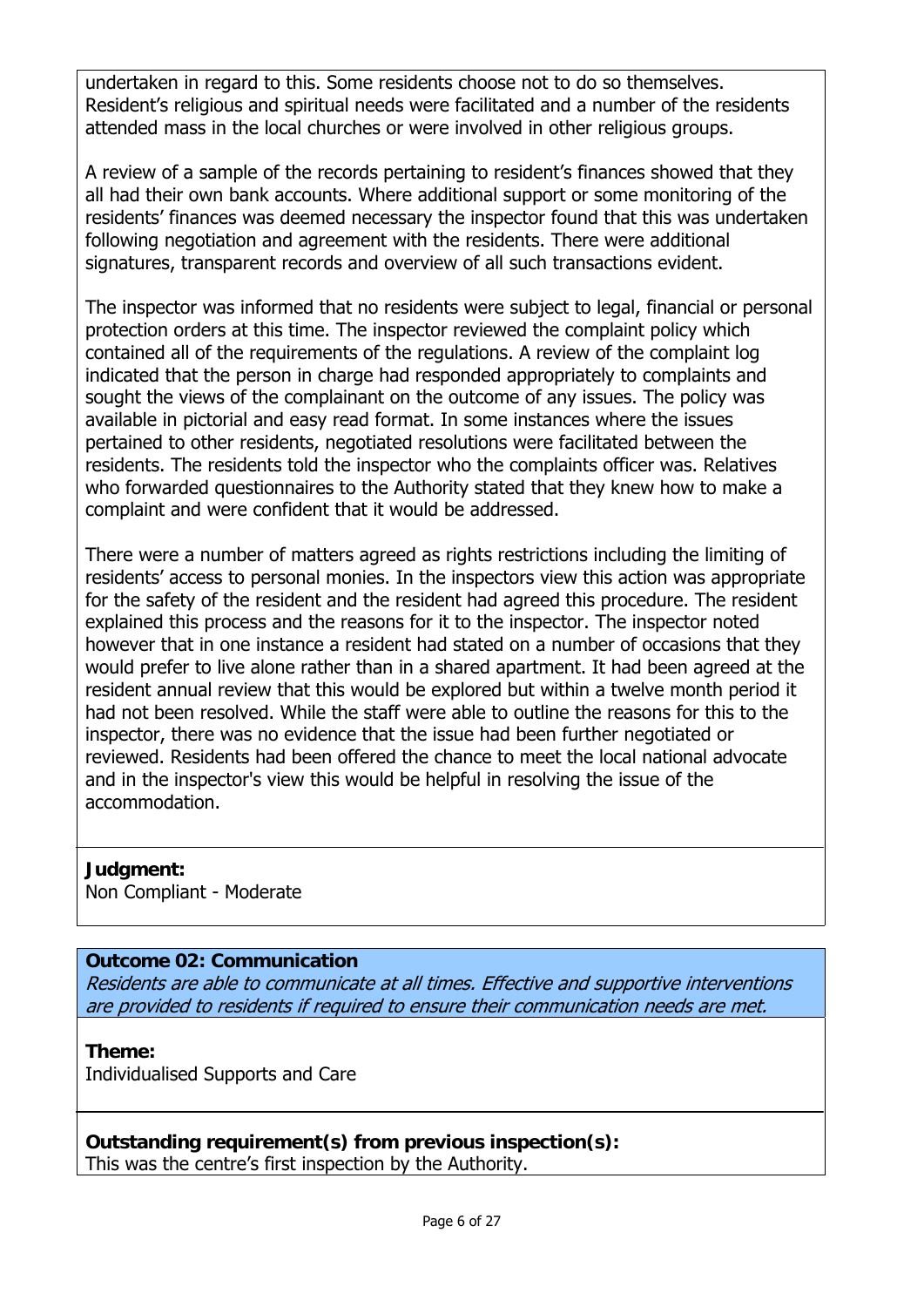undertaken in regard to this. Some residents choose not to do so themselves. Resident's religious and spiritual needs were facilitated and a number of the residents attended mass in the local churches or were involved in other religious groups.

A review of a sample of the records pertaining to resident's finances showed that they all had their own bank accounts. Where additional support or some monitoring of the residents' finances was deemed necessary the inspector found that this was undertaken following negotiation and agreement with the residents. There were additional signatures, transparent records and overview of all such transactions evident.

The inspector was informed that no residents were subject to legal, financial or personal protection orders at this time. The inspector reviewed the complaint policy which contained all of the requirements of the regulations. A review of the complaint log indicated that the person in charge had responded appropriately to complaints and sought the views of the complainant on the outcome of any issues. The policy was available in pictorial and easy read format. In some instances where the issues pertained to other residents, negotiated resolutions were facilitated between the residents. The residents told the inspector who the complaints officer was. Relatives who forwarded questionnaires to the Authority stated that they knew how to make a complaint and were confident that it would be addressed.

There were a number of matters agreed as rights restrictions including the limiting of residents' access to personal monies. In the inspectors view this action was appropriate for the safety of the resident and the resident had agreed this procedure. The resident explained this process and the reasons for it to the inspector. The inspector noted however that in one instance a resident had stated on a number of occasions that they would prefer to live alone rather than in a shared apartment. It had been agreed at the resident annual review that this would be explored but within a twelve month period it had not been resolved. While the staff were able to outline the reasons for this to the inspector, there was no evidence that the issue had been further negotiated or reviewed. Residents had been offered the chance to meet the local national advocate and in the inspector's view this would be helpful in resolving the issue of the accommodation.

**Judgment:**
Non Compliant - Moderate

**Outcome 02: Communication**
*Residents are able to communicate at all times. Effective and supportive interventions are provided to residents if required to ensure their communication needs are met.*

**Theme:**
Individualised Supports and Care

**Outstanding requirement(s) from previous inspection(s):**
This was the centre's first inspection by the Authority.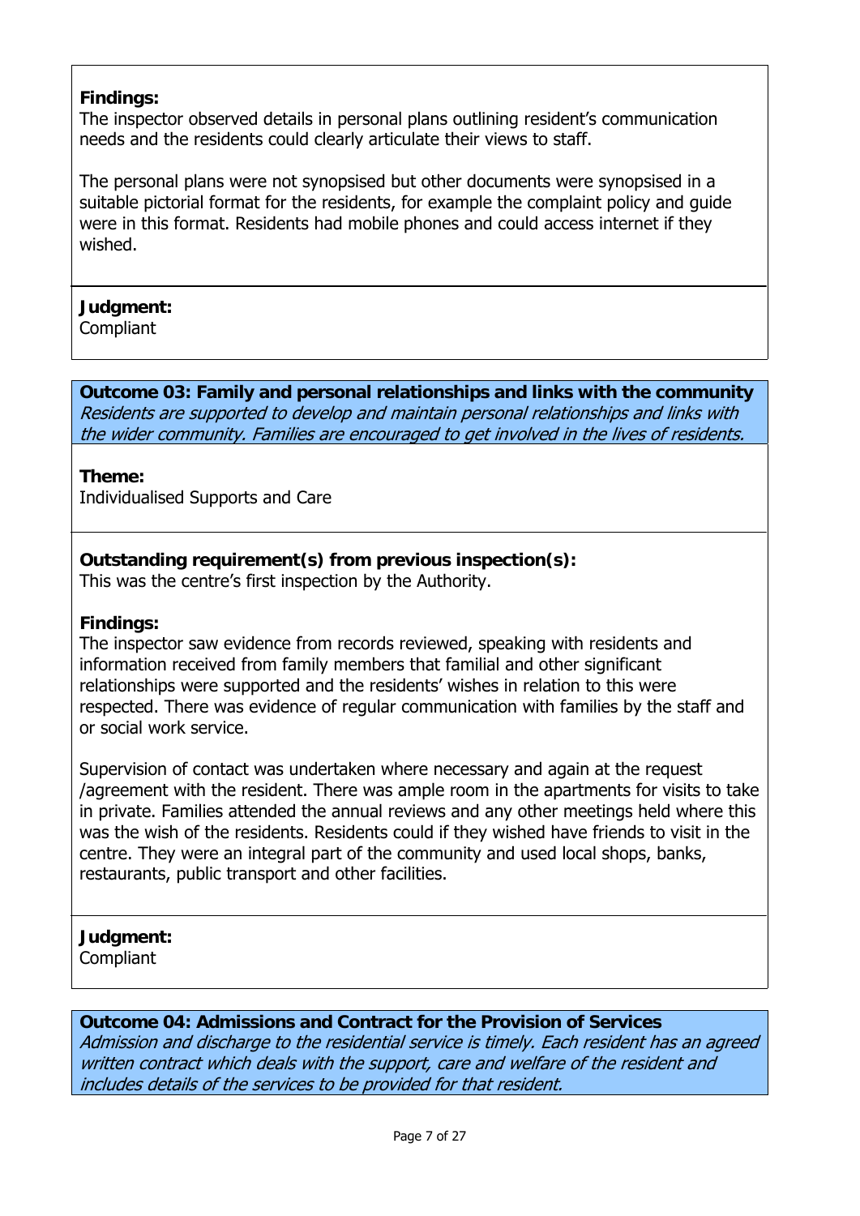**Findings:**
The inspector observed details in personal plans outlining resident's communication needs and the residents could clearly articulate their views to staff.

The personal plans were not synopsised but other documents were synopsised in a suitable pictorial format for the residents, for example the complaint policy and guide were in this format. Residents had mobile phones and could access internet if they wished.

**Judgment:**
Compliant

**Outcome 03: Family and personal relationships and links with the community**
*Residents are supported to develop and maintain personal relationships and links with the wider community. Families are encouraged to get involved in the lives of residents.*

**Theme:**
Individualised Supports and Care

**Outstanding requirement(s) from previous inspection(s):**
This was the centre's first inspection by the Authority.

**Findings:**
The inspector saw evidence from records reviewed, speaking with residents and information received from family members that familial and other significant relationships were supported and the residents' wishes in relation to this were respected. There was evidence of regular communication with families by the staff and or social work service.

Supervision of contact was undertaken where necessary and again at the request /agreement with the resident. There was ample room in the apartments for visits to take in private. Families attended the annual reviews and any other meetings held where this was the wish of the residents. Residents could if they wished have friends to visit in the centre. They were an integral part of the community and used local shops, banks, restaurants, public transport and other facilities.

**Judgment:**
Compliant

**Outcome 04: Admissions and Contract for the Provision of Services**
*Admission and discharge to the residential service is timely. Each resident has an agreed written contract which deals with the support, care and welfare of the resident and includes details of the services to be provided for that resident.*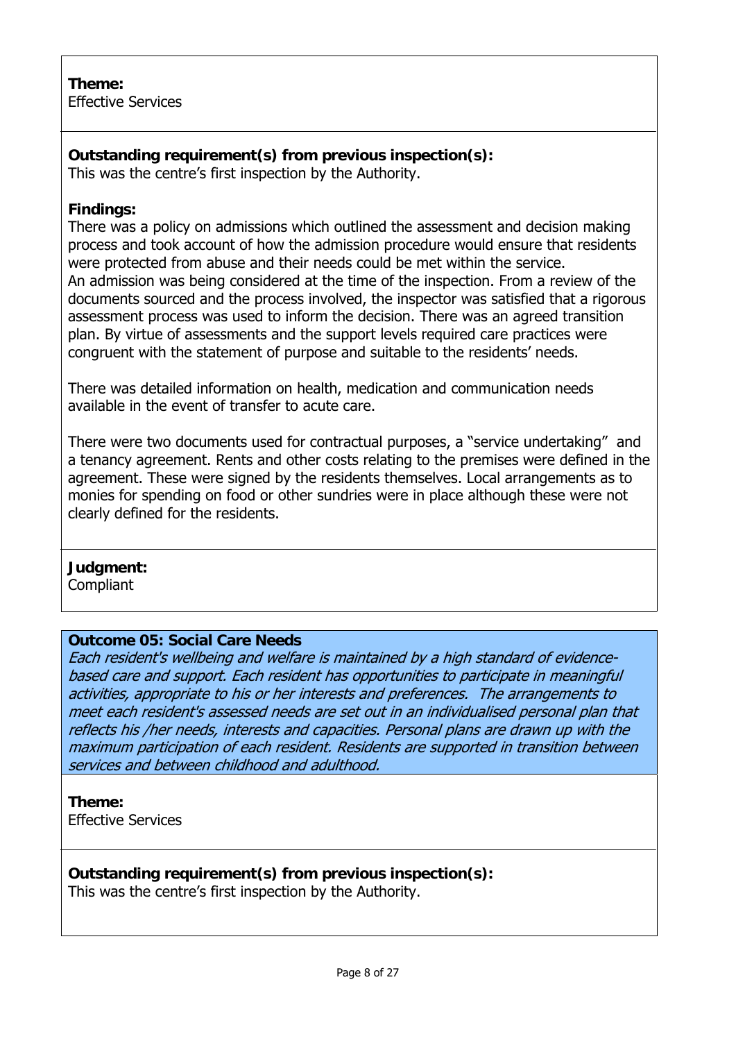**Theme:**
Effective Services

**Outstanding requirement(s) from previous inspection(s):**
This was the centre's first inspection by the Authority.

**Findings:**
There was a policy on admissions which outlined the assessment and decision making process and took account of how the admission procedure would ensure that residents were protected from abuse and their needs could be met within the service.
An admission was being considered at the time of the inspection. From a review of the documents sourced and the process involved, the inspector was satisfied that a rigorous assessment process was used to inform the decision. There was an agreed transition plan. By virtue of assessments and the support levels required care practices were congruent with the statement of purpose and suitable to the residents' needs.

There was detailed information on health, medication and communication needs available in the event of transfer to acute care.

There were two documents used for contractual purposes, a "service undertaking" and a tenancy agreement. Rents and other costs relating to the premises were defined in the agreement. These were signed by the residents themselves. Local arrangements as to monies for spending on food or other sundries were in place although these were not clearly defined for the residents.

**Judgment:**
Compliant

**Outcome 05: Social Care Needs**
*Each resident's wellbeing and welfare is maintained by a high standard of evidence-based care and support. Each resident has opportunities to participate in meaningful activities, appropriate to his or her interests and preferences. The arrangements to meet each resident's assessed needs are set out in an individualised personal plan that reflects his /her needs, interests and capacities. Personal plans are drawn up with the maximum participation of each resident. Residents are supported in transition between services and between childhood and adulthood.*

**Theme:**
Effective Services

**Outstanding requirement(s) from previous inspection(s):**
This was the centre's first inspection by the Authority.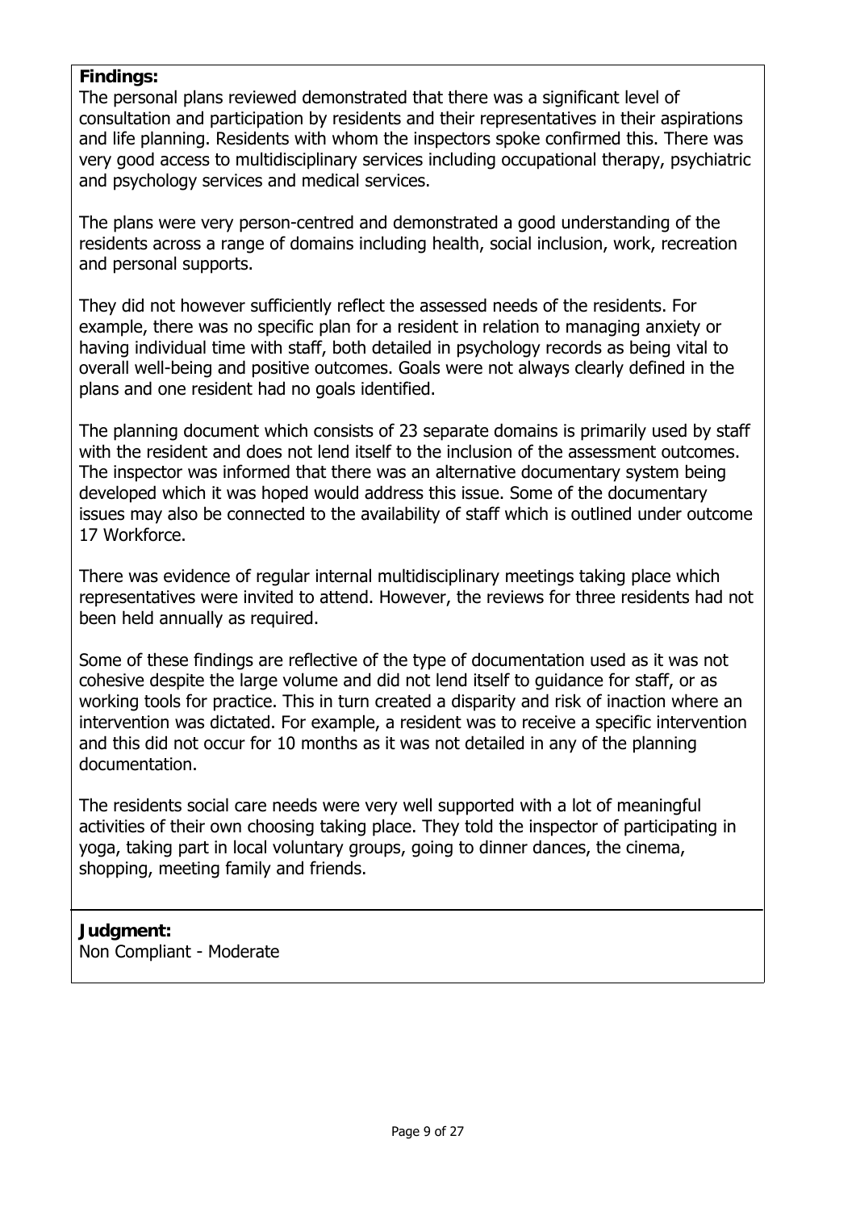**Findings:**

The personal plans reviewed demonstrated that there was a significant level of consultation and participation by residents and their representatives in their aspirations and life planning. Residents with whom the inspectors spoke confirmed this. There was very good access to multidisciplinary services including occupational therapy, psychiatric and psychology services and medical services.

The plans were very person-centred and demonstrated a good understanding of the residents across a range of domains including health, social inclusion, work, recreation and personal supports.

They did not however sufficiently reflect the assessed needs of the residents. For example, there was no specific plan for a resident in relation to managing anxiety or having individual time with staff, both detailed in psychology records as being vital to overall well-being and positive outcomes. Goals were not always clearly defined in the plans and one resident had no goals identified.

The planning document which consists of 23 separate domains is primarily used by staff with the resident and does not lend itself to the inclusion of the assessment outcomes. The inspector was informed that there was an alternative documentary system being developed which it was hoped would address this issue. Some of the documentary issues may also be connected to the availability of staff which is outlined under outcome 17 Workforce.

There was evidence of regular internal multidisciplinary meetings taking place which representatives were invited to attend. However, the reviews for three residents had not been held annually as required.

Some of these findings are reflective of the type of documentation used as it was not cohesive despite the large volume and did not lend itself to guidance for staff, or as working tools for practice. This in turn created a disparity and risk of inaction where an intervention was dictated. For example, a resident was to receive a specific intervention and this did not occur for 10 months as it was not detailed in any of the planning documentation.

The residents social care needs were very well supported with a lot of meaningful activities of their own choosing taking place. They told the inspector of participating in yoga, taking part in local voluntary groups, going to dinner dances, the cinema, shopping, meeting family and friends.

**Judgment:**

Non Compliant - Moderate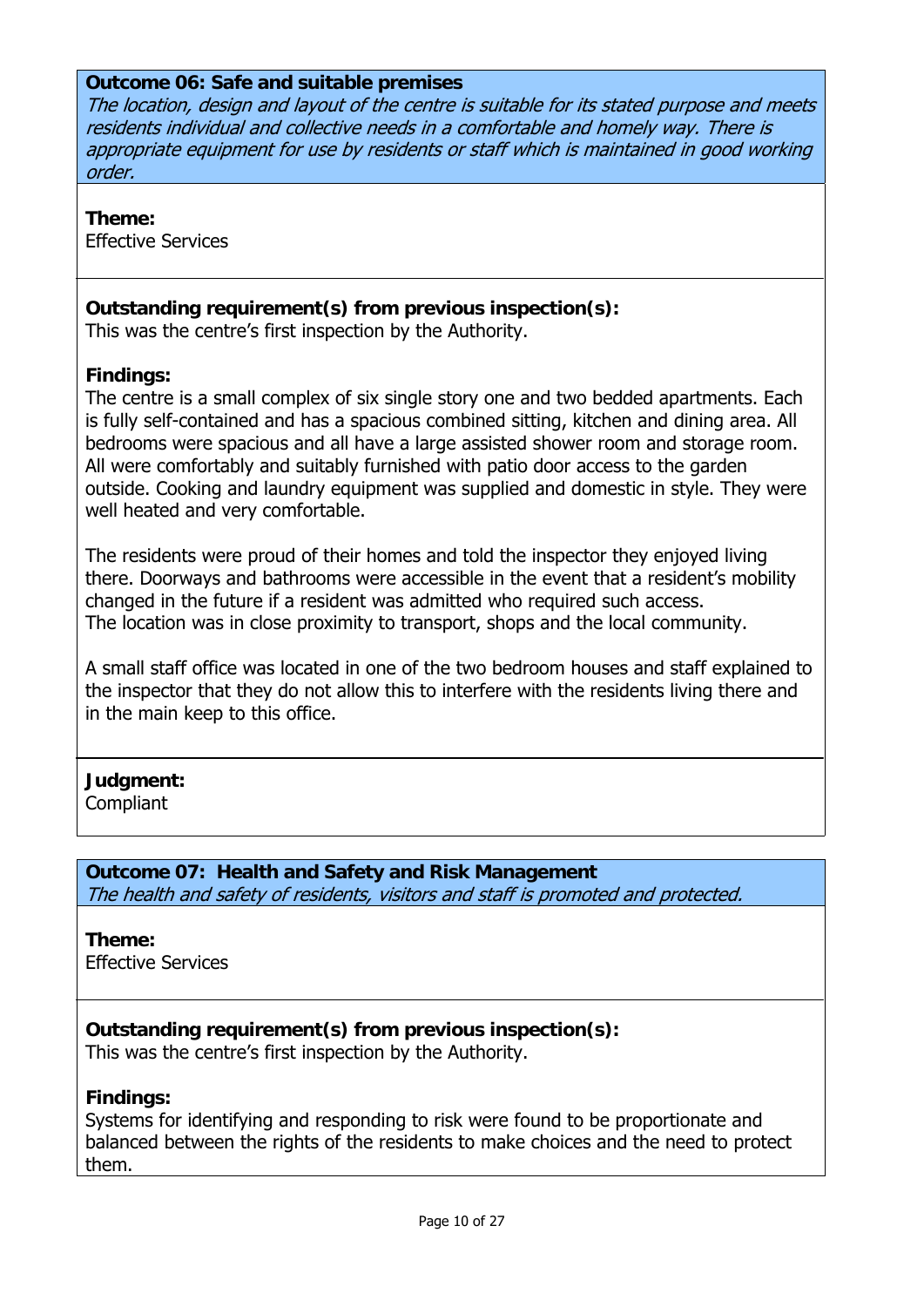**Outcome 06: Safe and suitable premises**
*The location, design and layout of the centre is suitable for its stated purpose and meets residents individual and collective needs in a comfortable and homely way. There is appropriate equipment for use by residents or staff which is maintained in good working order.*

**Theme:**
Effective Services

**Outstanding requirement(s) from previous inspection(s):**
This was the centre's first inspection by the Authority.

**Findings:**
The centre is a small complex of six single story one and two bedded apartments. Each is fully self-contained and has a spacious combined sitting, kitchen and dining area. All bedrooms were spacious and all have a large assisted shower room and storage room. All were comfortably and suitably furnished with patio door access to the garden outside. Cooking and laundry equipment was supplied and domestic in style. They were well heated and very comfortable.

The residents were proud of their homes and told the inspector they enjoyed living there. Doorways and bathrooms were accessible in the event that a resident's mobility changed in the future if a resident was admitted who required such access.
The location was in close proximity to transport, shops and the local community.

A small staff office was located in one of the two bedroom houses and staff explained to the inspector that they do not allow this to interfere with the residents living there and in the main keep to this office.

**Judgment:**
Compliant

**Outcome 07: Health and Safety and Risk Management**
*The health and safety of residents, visitors and staff is promoted and protected.*

**Theme:**
Effective Services

**Outstanding requirement(s) from previous inspection(s):**
This was the centre's first inspection by the Authority.

**Findings:**
Systems for identifying and responding to risk were found to be proportionate and balanced between the rights of the residents to make choices and the need to protect them.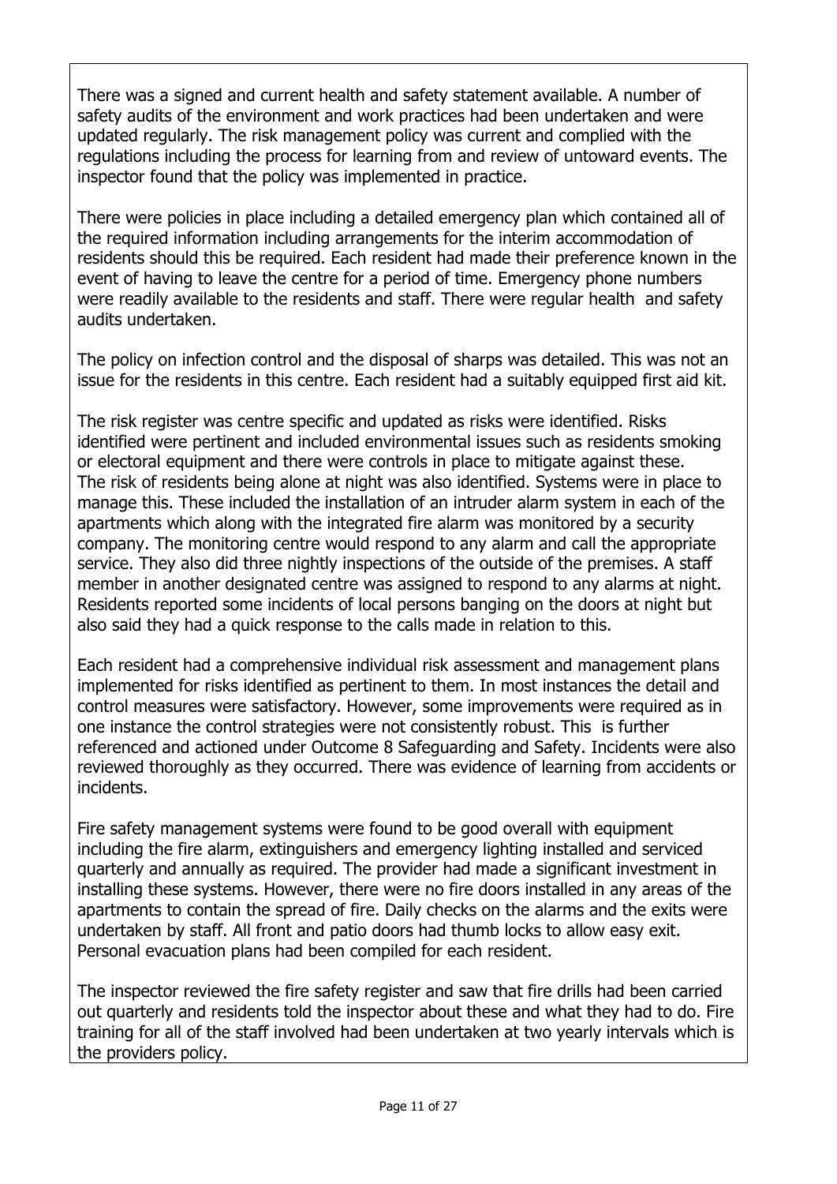There was a signed and current health and safety statement available. A number of safety audits of the environment and work practices had been undertaken and were updated regularly. The risk management policy was current and complied with the regulations including the process for learning from and review of untoward events. The inspector found that the policy was implemented in practice.

There were policies in place including a detailed emergency plan which contained all of the required information including arrangements for the interim accommodation of residents should this be required. Each resident had made their preference known in the event of having to leave the centre for a period of time. Emergency phone numbers were readily available to the residents and staff. There were regular health and safety audits undertaken.

The policy on infection control and the disposal of sharps was detailed. This was not an issue for the residents in this centre. Each resident had a suitably equipped first aid kit.

The risk register was centre specific and updated as risks were identified. Risks identified were pertinent and included environmental issues such as residents smoking or electoral equipment and there were controls in place to mitigate against these. The risk of residents being alone at night was also identified. Systems were in place to manage this. These included the installation of an intruder alarm system in each of the apartments which along with the integrated fire alarm was monitored by a security company. The monitoring centre would respond to any alarm and call the appropriate service. They also did three nightly inspections of the outside of the premises. A staff member in another designated centre was assigned to respond to any alarms at night. Residents reported some incidents of local persons banging on the doors at night but also said they had a quick response to the calls made in relation to this.

Each resident had a comprehensive individual risk assessment and management plans implemented for risks identified as pertinent to them. In most instances the detail and control measures were satisfactory. However, some improvements were required as in one instance the control strategies were not consistently robust. This is further referenced and actioned under Outcome 8 Safeguarding and Safety. Incidents were also reviewed thoroughly as they occurred. There was evidence of learning from accidents or incidents.

Fire safety management systems were found to be good overall with equipment including the fire alarm, extinguishers and emergency lighting installed and serviced quarterly and annually as required. The provider had made a significant investment in installing these systems. However, there were no fire doors installed in any areas of the apartments to contain the spread of fire. Daily checks on the alarms and the exits were undertaken by staff. All front and patio doors had thumb locks to allow easy exit. Personal evacuation plans had been compiled for each resident.

The inspector reviewed the fire safety register and saw that fire drills had been carried out quarterly and residents told the inspector about these and what they had to do. Fire training for all of the staff involved had been undertaken at two yearly intervals which is the providers policy.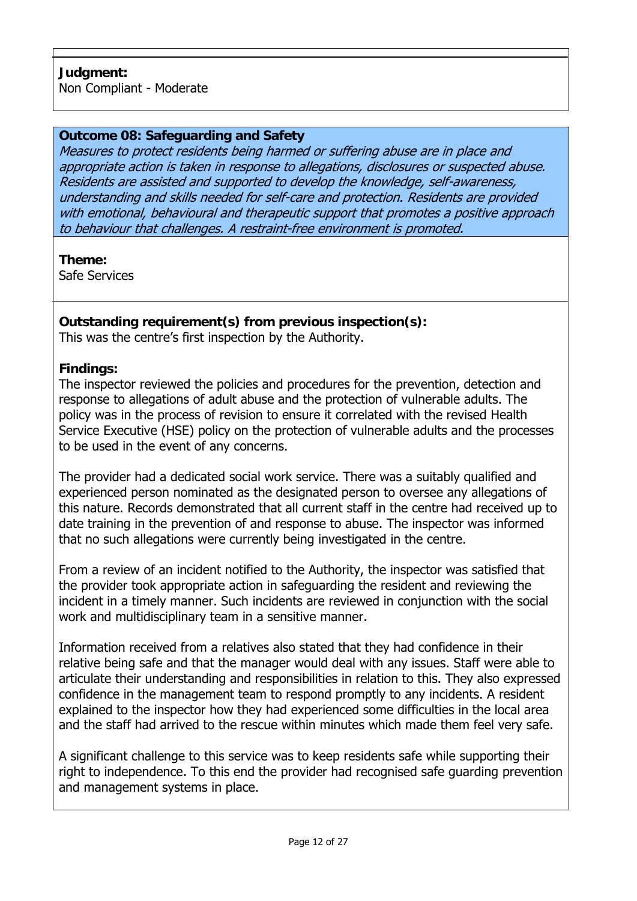**Judgment:**
Non Compliant - Moderate

**Outcome 08: Safeguarding and Safety**

*Measures to protect residents being harmed or suffering abuse are in place and appropriate action is taken in response to allegations, disclosures or suspected abuse. Residents are assisted and supported to develop the knowledge, self-awareness, understanding and skills needed for self-care and protection. Residents are provided with emotional, behavioural and therapeutic support that promotes a positive approach to behaviour that challenges. A restraint-free environment is promoted.*

**Theme:**
Safe Services

**Outstanding requirement(s) from previous inspection(s):**
This was the centre's first inspection by the Authority.

**Findings:**
The inspector reviewed the policies and procedures for the prevention, detection and response to allegations of adult abuse and the protection of vulnerable adults. The policy was in the process of revision to ensure it correlated with the revised Health Service Executive (HSE) policy on the protection of vulnerable adults and the processes to be used in the event of any concerns.

The provider had a dedicated social work service. There was a suitably qualified and experienced person nominated as the designated person to oversee any allegations of this nature. Records demonstrated that all current staff in the centre had received up to date training in the prevention of and response to abuse. The inspector was informed that no such allegations were currently being investigated in the centre.

From a review of an incident notified to the Authority, the inspector was satisfied that the provider took appropriate action in safeguarding the resident and reviewing the incident in a timely manner. Such incidents are reviewed in conjunction with the social work and multidisciplinary team in a sensitive manner.

Information received from a relatives also stated that they had confidence in their relative being safe and that the manager would deal with any issues. Staff were able to articulate their understanding and responsibilities in relation to this. They also expressed confidence in the management team to respond promptly to any incidents. A resident explained to the inspector how they had experienced some difficulties in the local area and the staff had arrived to the rescue within minutes which made them feel very safe.

A significant challenge to this service was to keep residents safe while supporting their right to independence. To this end the provider had recognised safe guarding prevention and management systems in place.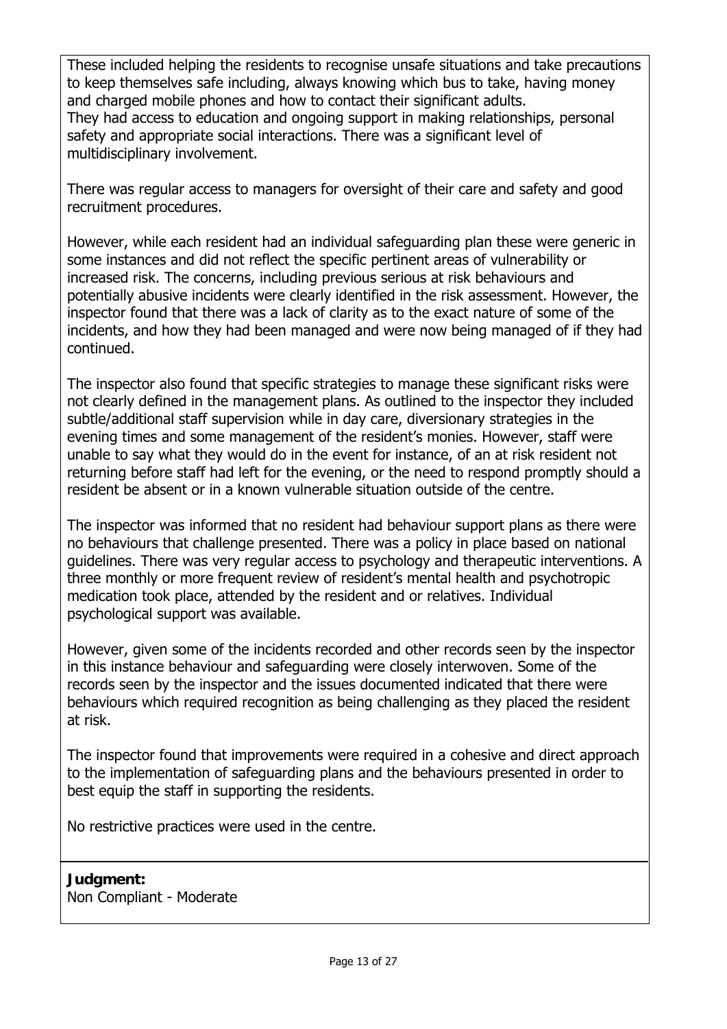These included helping the residents to recognise unsafe situations and take precautions to keep themselves safe including, always knowing which bus to take, having money and charged mobile phones and how to contact their significant adults.
They had access to education and ongoing support in making relationships, personal safety and appropriate social interactions. There was a significant level of multidisciplinary involvement.

There was regular access to managers for oversight of their care and safety and good recruitment procedures.

However, while each resident had an individual safeguarding plan these were generic in some instances and did not reflect the specific pertinent areas of vulnerability or increased risk. The concerns, including previous serious at risk behaviours and potentially abusive incidents were clearly identified in the risk assessment. However, the inspector found that there was a lack of clarity as to the exact nature of some of the incidents, and how they had been managed and were now being managed of if they had continued.

The inspector also found that specific strategies to manage these significant risks were not clearly defined in the management plans. As outlined to the inspector they included subtle/additional staff supervision while in day care, diversionary strategies in the evening times and some management of the resident's monies. However, staff were unable to say what they would do in the event for instance, of an at risk resident not returning before staff had left for the evening, or the need to respond promptly should a resident be absent or in a known vulnerable situation outside of the centre.

The inspector was informed that no resident had behaviour support plans as there were no behaviours that challenge presented. There was a policy in place based on national guidelines. There was very regular access to psychology and therapeutic interventions. A three monthly or more frequent review of resident's mental health and psychotropic medication took place, attended by the resident and or relatives. Individual psychological support was available.

However, given some of the incidents recorded and other records seen by the inspector in this instance behaviour and safeguarding were closely interwoven. Some of the records seen by the inspector and the issues documented indicated that there were behaviours which required recognition as being challenging as they placed the resident at risk.

The inspector found that improvements were required in a cohesive and direct approach to the implementation of safeguarding plans and the behaviours presented in order to best equip the staff in supporting the residents.

No restrictive practices were used in the centre.

**Judgment:**
Non Compliant - Moderate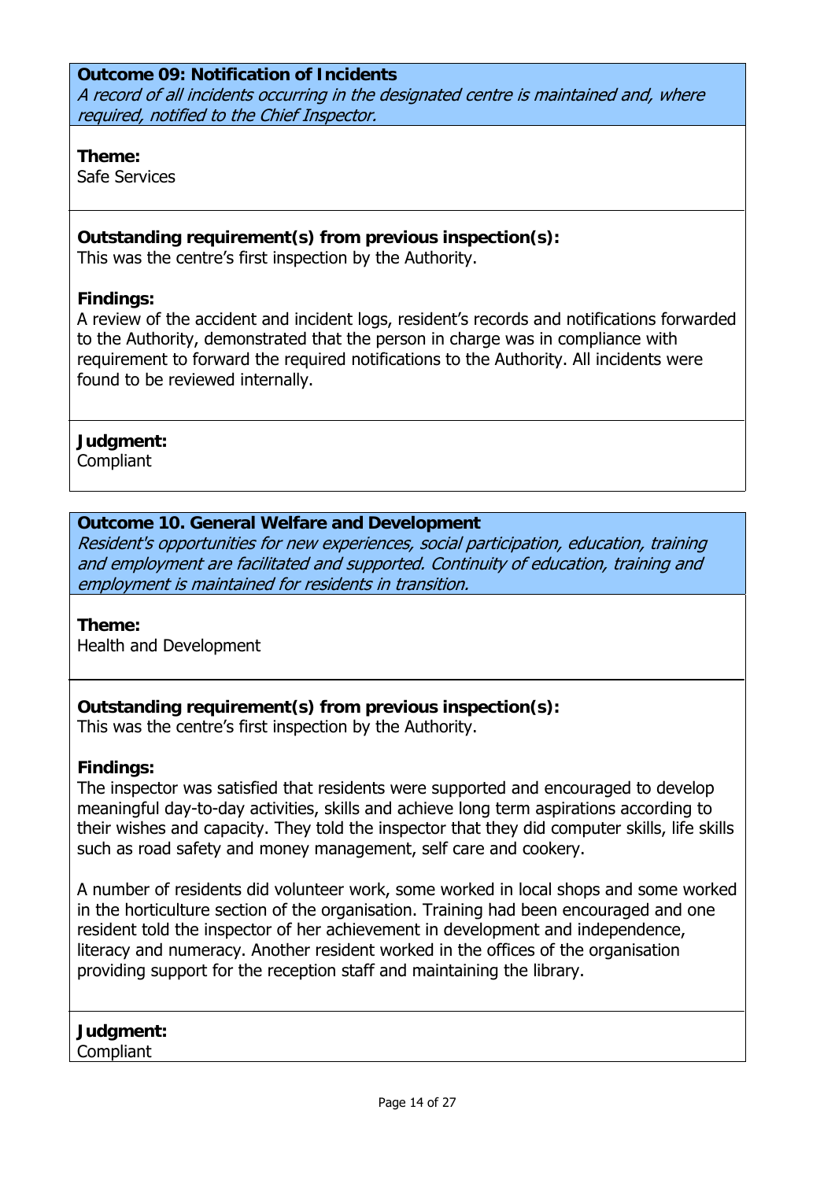**Outcome 09: Notification of Incidents**
*A record of all incidents occurring in the designated centre is maintained and, where required, notified to the Chief Inspector.*

**Theme:**
Safe Services

**Outstanding requirement(s) from previous inspection(s):**
This was the centre's first inspection by the Authority.

**Findings:**
A review of the accident and incident logs, resident's records and notifications forwarded to the Authority, demonstrated that the person in charge was in compliance with requirement to forward the required notifications to the Authority. All incidents were found to be reviewed internally.

**Judgment:**
Compliant

**Outcome 10. General Welfare and Development**
*Resident's opportunities for new experiences, social participation, education, training and employment are facilitated and supported. Continuity of education, training and employment is maintained for residents in transition.*

**Theme:**
Health and Development

**Outstanding requirement(s) from previous inspection(s):**
This was the centre's first inspection by the Authority.

**Findings:**
The inspector was satisfied that residents were supported and encouraged to develop meaningful day-to-day activities, skills and achieve long term aspirations according to their wishes and capacity. They told the inspector that they did computer skills, life skills such as road safety and money management, self care and cookery.

A number of residents did volunteer work, some worked in local shops and some worked in the horticulture section of the organisation. Training had been encouraged and one resident told the inspector of her achievement in development and independence, literacy and numeracy. Another resident worked in the offices of the organisation providing support for the reception staff and maintaining the library.

**Judgment:**
Compliant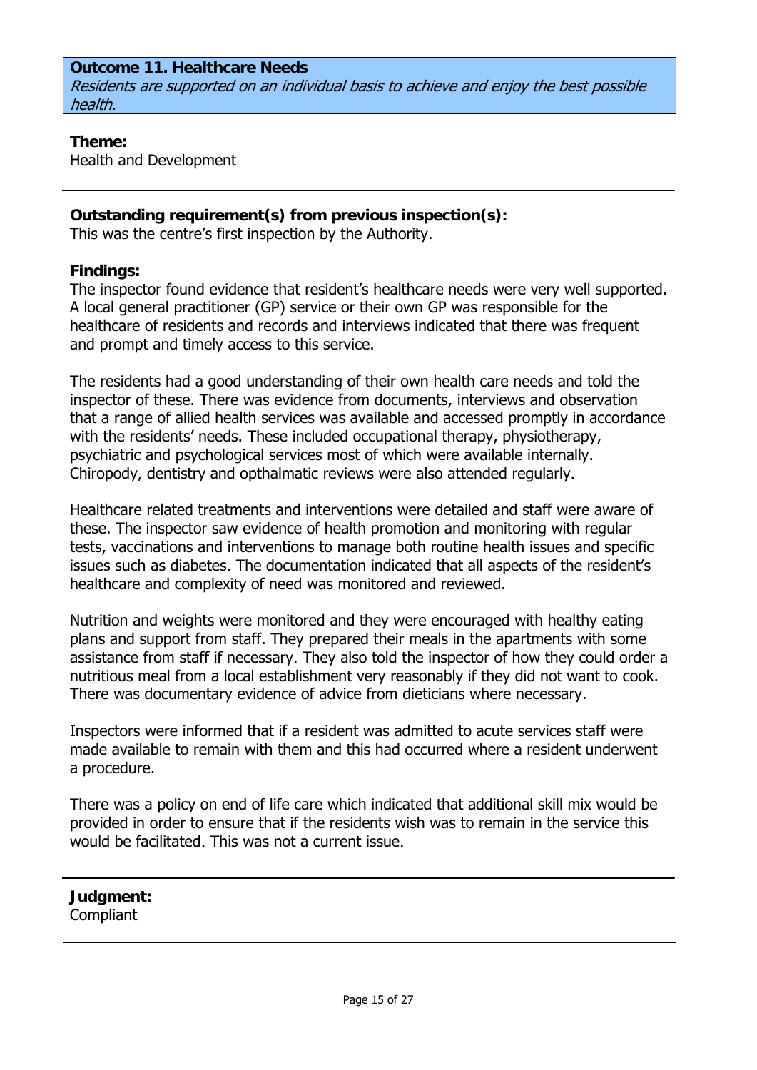**Outcome 11. Healthcare Needs**
*Residents are supported on an individual basis to achieve and enjoy the best possible health.*

**Theme:**
Health and Development

**Outstanding requirement(s) from previous inspection(s):**
This was the centre's first inspection by the Authority.

**Findings:**
The inspector found evidence that resident's healthcare needs were very well supported. A local general practitioner (GP) service or their own GP was responsible for the healthcare of residents and records and interviews indicated that there was frequent and prompt and timely access to this service.

The residents had a good understanding of their own health care needs and told the inspector of these. There was evidence from documents, interviews and observation that a range of allied health services was available and accessed promptly in accordance with the residents' needs. These included occupational therapy, physiotherapy, psychiatric and psychological services most of which were available internally. Chiropody, dentistry and opthalmatic reviews were also attended regularly.

Healthcare related treatments and interventions were detailed and staff were aware of these. The inspector saw evidence of health promotion and monitoring with regular tests, vaccinations and interventions to manage both routine health issues and specific issues such as diabetes. The documentation indicated that all aspects of the resident's healthcare and complexity of need was monitored and reviewed.

Nutrition and weights were monitored and they were encouraged with healthy eating plans and support from staff. They prepared their meals in the apartments with some assistance from staff if necessary. They also told the inspector of how they could order a nutritious meal from a local establishment very reasonably if they did not want to cook. There was documentary evidence of advice from dieticians where necessary.

Inspectors were informed that if a resident was admitted to acute services staff were made available to remain with them and this had occurred where a resident underwent a procedure.

There was a policy on end of life care which indicated that additional skill mix would be provided in order to ensure that if the residents wish was to remain in the service this would be facilitated. This was not a current issue.

**Judgment:**
Compliant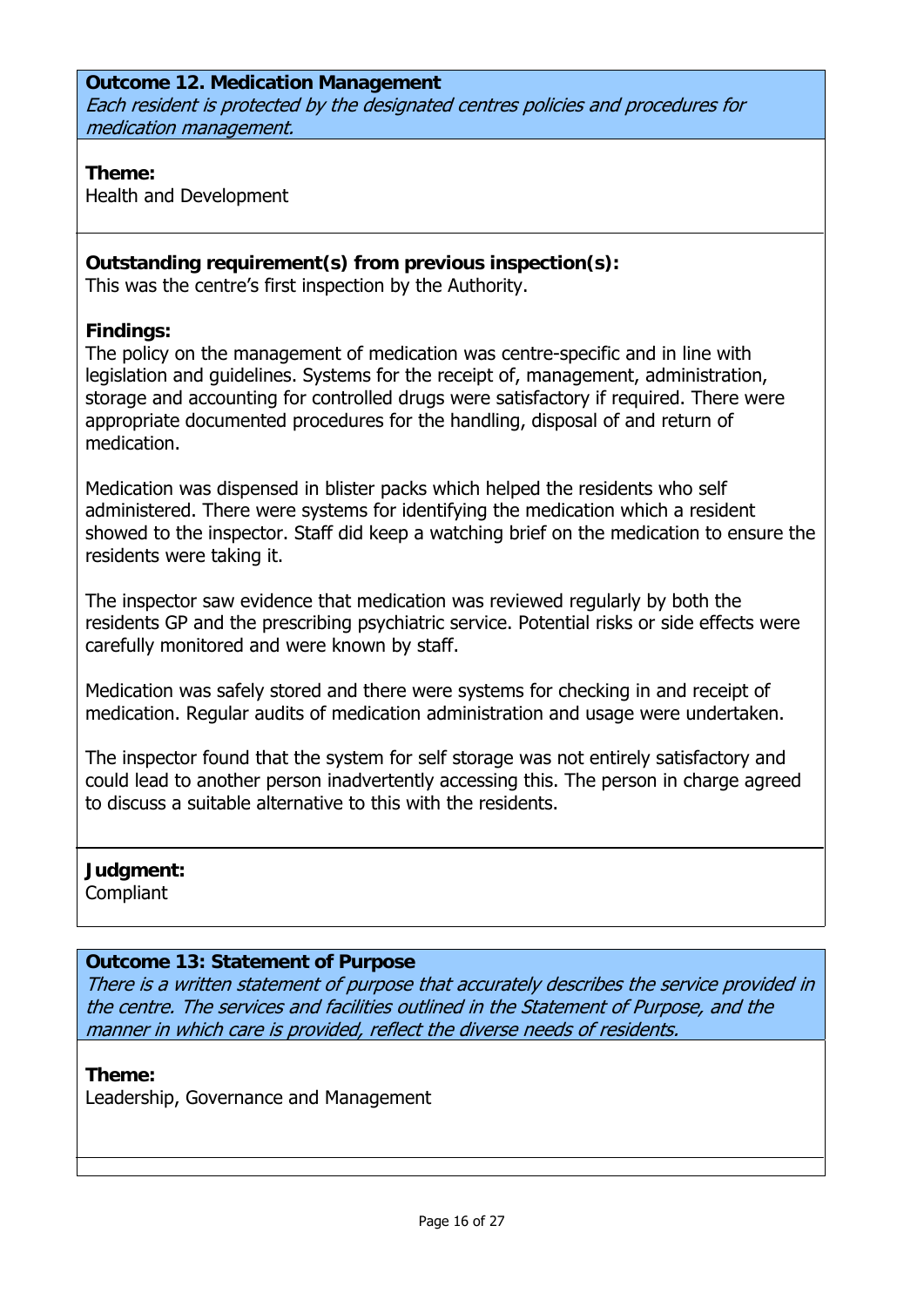**Outcome 12. Medication Management**
*Each resident is protected by the designated centres policies and procedures for medication management.*

**Theme:**
Health and Development

**Outstanding requirement(s) from previous inspection(s):**
This was the centre's first inspection by the Authority.

**Findings:**
The policy on the management of medication was centre-specific and in line with legislation and guidelines. Systems for the receipt of, management, administration, storage and accounting for controlled drugs were satisfactory if required. There were appropriate documented procedures for the handling, disposal of and return of medication.

Medication was dispensed in blister packs which helped the residents who self administered. There were systems for identifying the medication which a resident showed to the inspector. Staff did keep a watching brief on the medication to ensure the residents were taking it.

The inspector saw evidence that medication was reviewed regularly by both the residents GP and the prescribing psychiatric service. Potential risks or side effects were carefully monitored and were known by staff.

Medication was safely stored and there were systems for checking in and receipt of medication. Regular audits of medication administration and usage were undertaken.

The inspector found that the system for self storage was not entirely satisfactory and could lead to another person inadvertently accessing this. The person in charge agreed to discuss a suitable alternative to this with the residents.

**Judgment:**
Compliant

**Outcome 13: Statement of Purpose**
*There is a written statement of purpose that accurately describes the service provided in the centre. The services and facilities outlined in the Statement of Purpose, and the manner in which care is provided, reflect the diverse needs of residents.*

**Theme:**
Leadership, Governance and Management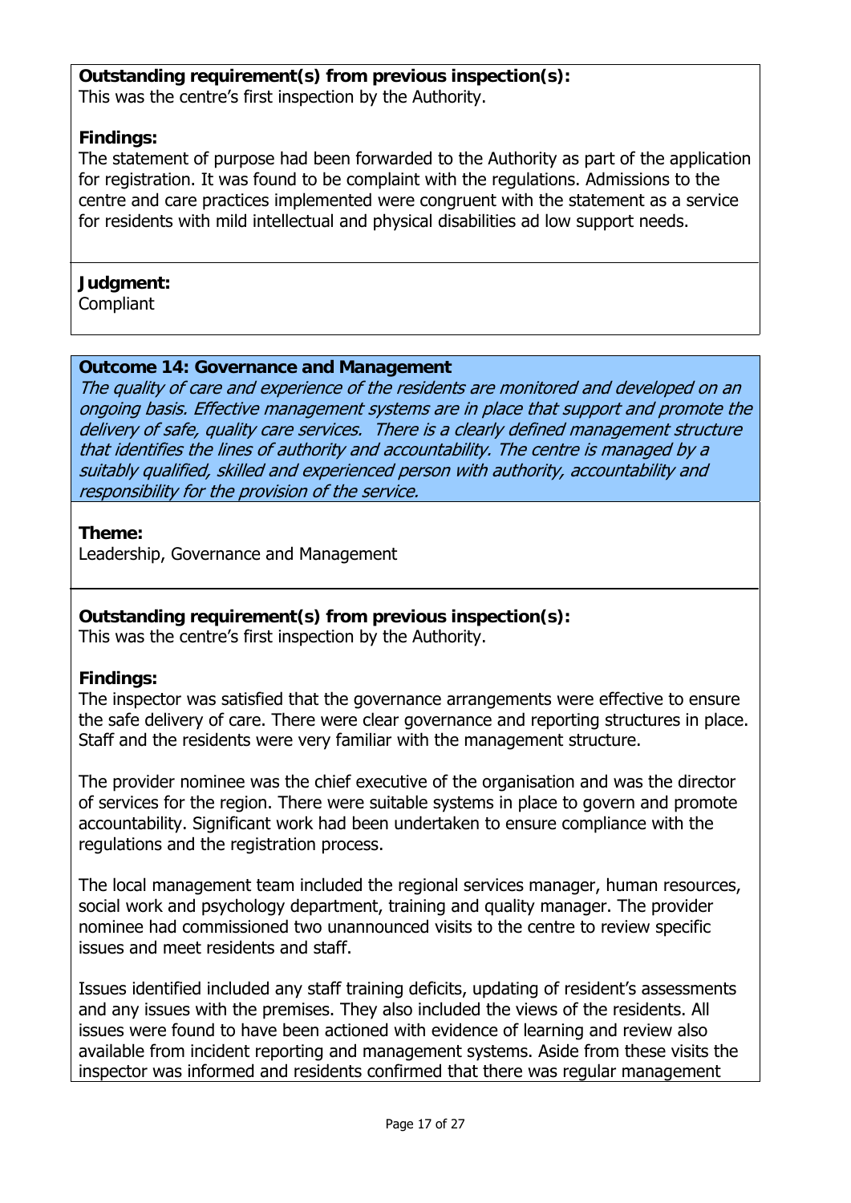**Outstanding requirement(s) from previous inspection(s):**
This was the centre's first inspection by the Authority.

**Findings:**
The statement of purpose had been forwarded to the Authority as part of the application for registration. It was found to be complaint with the regulations. Admissions to the centre and care practices implemented were congruent with the statement as a service for residents with mild intellectual and physical disabilities ad low support needs.

**Judgment:**
Compliant

**Outcome 14: Governance and Management**
*The quality of care and experience of the residents are monitored and developed on an ongoing basis. Effective management systems are in place that support and promote the delivery of safe, quality care services. There is a clearly defined management structure that identifies the lines of authority and accountability. The centre is managed by a suitably qualified, skilled and experienced person with authority, accountability and responsibility for the provision of the service.*

**Theme:**
Leadership, Governance and Management

**Outstanding requirement(s) from previous inspection(s):**
This was the centre's first inspection by the Authority.

**Findings:**
The inspector was satisfied that the governance arrangements were effective to ensure the safe delivery of care. There were clear governance and reporting structures in place. Staff and the residents were very familiar with the management structure.

The provider nominee was the chief executive of the organisation and was the director of services for the region. There were suitable systems in place to govern and promote accountability. Significant work had been undertaken to ensure compliance with the regulations and the registration process.

The local management team included the regional services manager, human resources, social work and psychology department, training and quality manager. The provider nominee had commissioned two unannounced visits to the centre to review specific issues and meet residents and staff.

Issues identified included any staff training deficits, updating of resident's assessments and any issues with the premises. They also included the views of the residents. All issues were found to have been actioned with evidence of learning and review also available from incident reporting and management systems. Aside from these visits the inspector was informed and residents confirmed that there was regular management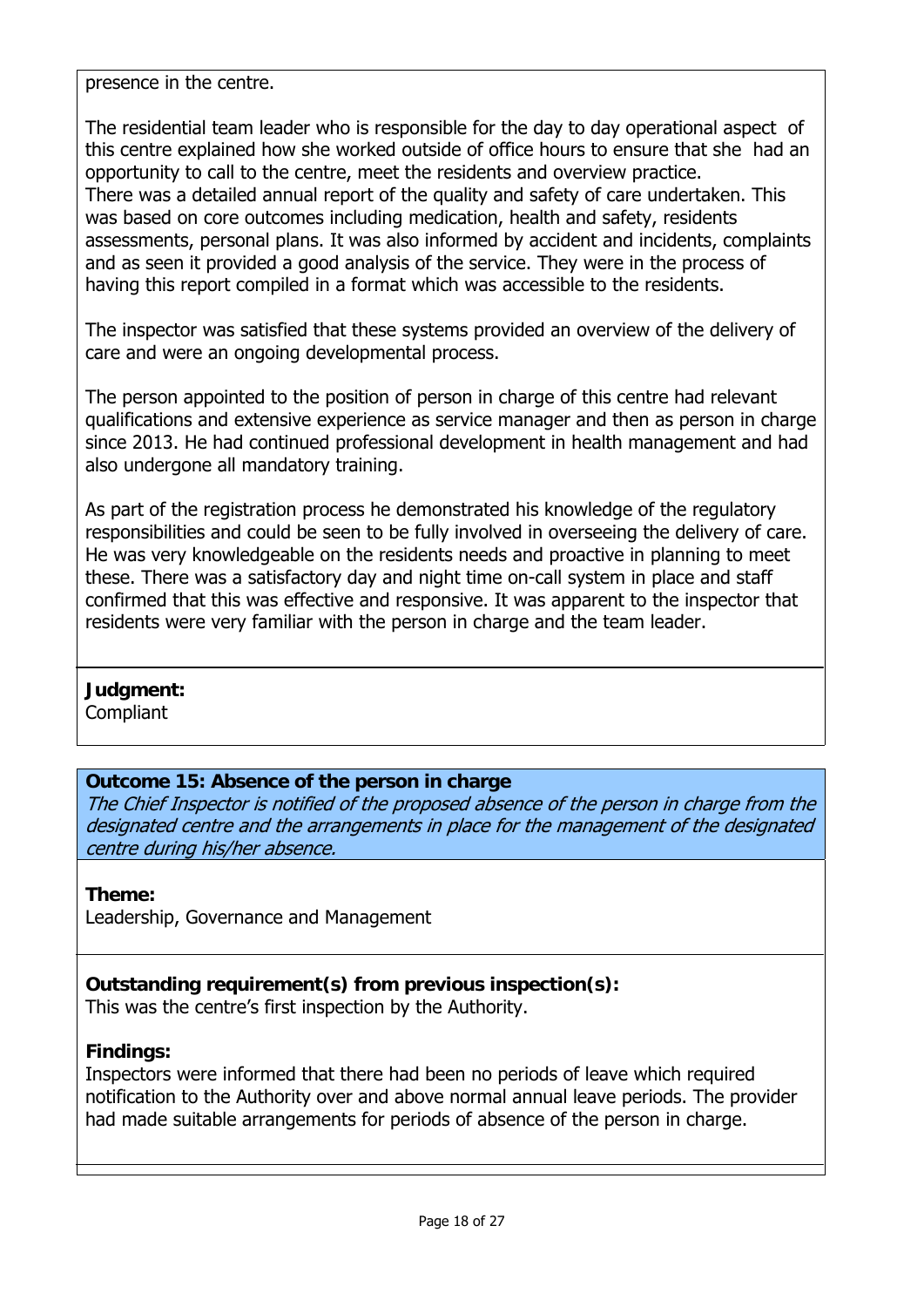presence in the centre.

The residential team leader who is responsible for the day to day operational aspect of this centre explained how she worked outside of office hours to ensure that she had an opportunity to call to the centre, meet the residents and overview practice.
There was a detailed annual report of the quality and safety of care undertaken. This was based on core outcomes including medication, health and safety, residents assessments, personal plans. It was also informed by accident and incidents, complaints and as seen it provided a good analysis of the service. They were in the process of having this report compiled in a format which was accessible to the residents.

The inspector was satisfied that these systems provided an overview of the delivery of care and were an ongoing developmental process.

The person appointed to the position of person in charge of this centre had relevant qualifications and extensive experience as service manager and then as person in charge since 2013. He had continued professional development in health management and had also undergone all mandatory training.

As part of the registration process he demonstrated his knowledge of the regulatory responsibilities and could be seen to be fully involved in overseeing the delivery of care. He was very knowledgeable on the residents needs and proactive in planning to meet these. There was a satisfactory day and night time on-call system in place and staff confirmed that this was effective and responsive. It was apparent to the inspector that residents were very familiar with the person in charge and the team leader.

**Judgment:**
Compliant

### Outcome 15: Absence of the person in charge

*The Chief Inspector is notified of the proposed absence of the person in charge from the designated centre and the arrangements in place for the management of the designated centre during his/her absence.*

**Theme:**
Leadership, Governance and Management

**Outstanding requirement(s) from previous inspection(s):**
This was the centre's first inspection by the Authority.

**Findings:**
Inspectors were informed that there had been no periods of leave which required notification to the Authority over and above normal annual leave periods. The provider had made suitable arrangements for periods of absence of the person in charge.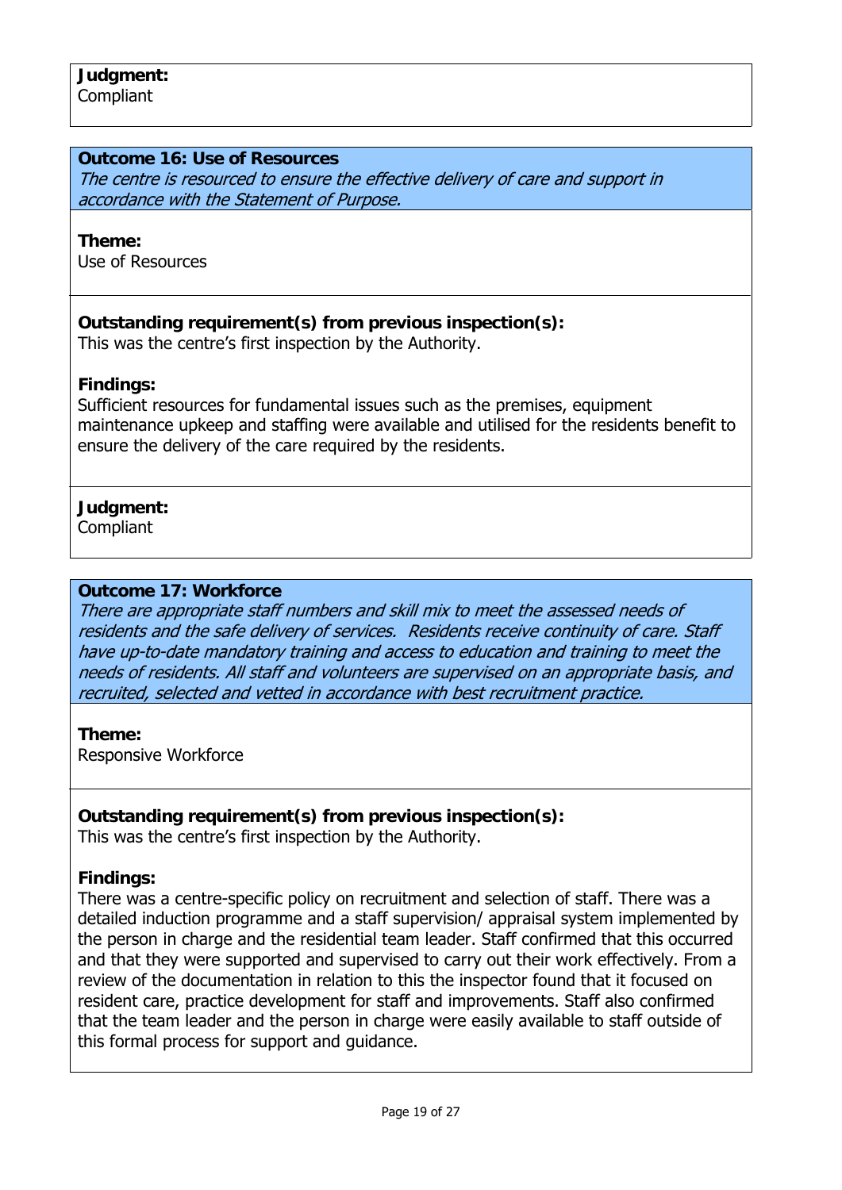**Judgment:**
Compliant

**Outcome 16: Use of Resources**
*The centre is resourced to ensure the effective delivery of care and support in accordance with the Statement of Purpose.*

**Theme:**
Use of Resources

**Outstanding requirement(s) from previous inspection(s):**
This was the centre's first inspection by the Authority.

**Findings:**
Sufficient resources for fundamental issues such as the premises, equipment maintenance upkeep and staffing were available and utilised for the residents benefit to ensure the delivery of the care required by the residents.

**Judgment:**
Compliant

**Outcome 17: Workforce**
*There are appropriate staff numbers and skill mix to meet the assessed needs of residents and the safe delivery of services. Residents receive continuity of care. Staff have up-to-date mandatory training and access to education and training to meet the needs of residents. All staff and volunteers are supervised on an appropriate basis, and recruited, selected and vetted in accordance with best recruitment practice.*

**Theme:**
Responsive Workforce

**Outstanding requirement(s) from previous inspection(s):**
This was the centre's first inspection by the Authority.

**Findings:**
There was a centre-specific policy on recruitment and selection of staff. There was a detailed induction programme and a staff supervision/ appraisal system implemented by the person in charge and the residential team leader. Staff confirmed that this occurred and that they were supported and supervised to carry out their work effectively. From a review of the documentation in relation to this the inspector found that it focused on resident care, practice development for staff and improvements. Staff also confirmed that the team leader and the person in charge were easily available to staff outside of this formal process for support and guidance.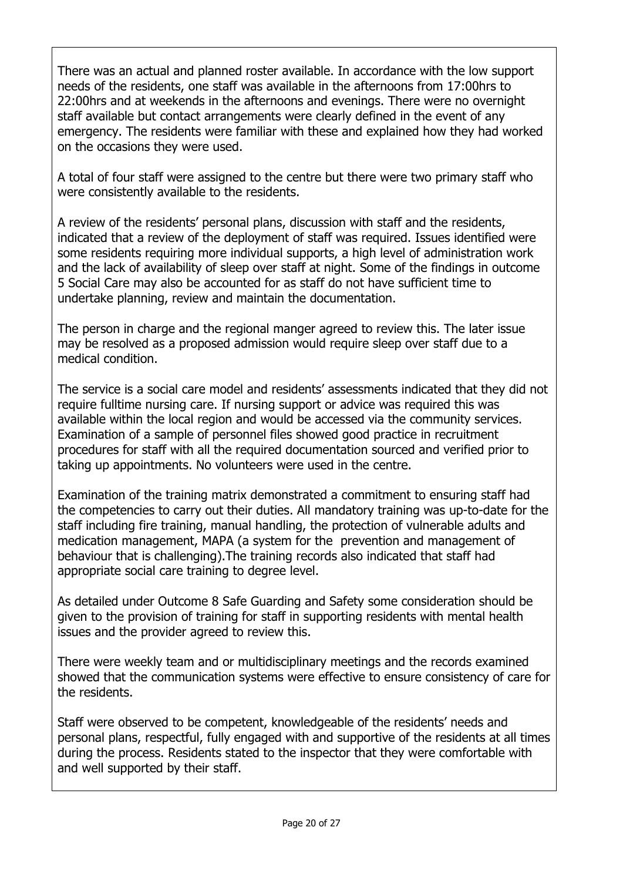There was an actual and planned roster available. In accordance with the low support needs of the residents, one staff was available in the afternoons from 17:00hrs to 22:00hrs and at weekends in the afternoons and evenings. There were no overnight staff available but contact arrangements were clearly defined in the event of any emergency. The residents were familiar with these and explained how they had worked on the occasions they were used.

A total of four staff were assigned to the centre but there were two primary staff who were consistently available to the residents.

A review of the residents' personal plans, discussion with staff and the residents, indicated that a review of the deployment of staff was required. Issues identified were some residents requiring more individual supports, a high level of administration work and the lack of availability of sleep over staff at night. Some of the findings in outcome 5 Social Care may also be accounted for as staff do not have sufficient time to undertake planning, review and maintain the documentation.

The person in charge and the regional manger agreed to review this. The later issue may be resolved as a proposed admission would require sleep over staff due to a medical condition.

The service is a social care model and residents' assessments indicated that they did not require fulltime nursing care. If nursing support or advice was required this was available within the local region and would be accessed via the community services. Examination of a sample of personnel files showed good practice in recruitment procedures for staff with all the required documentation sourced and verified prior to taking up appointments. No volunteers were used in the centre.

Examination of the training matrix demonstrated a commitment to ensuring staff had the competencies to carry out their duties. All mandatory training was up-to-date for the staff including fire training, manual handling, the protection of vulnerable adults and medication management, MAPA (a system for the prevention and management of behaviour that is challenging).The training records also indicated that staff had appropriate social care training to degree level.

As detailed under Outcome 8 Safe Guarding and Safety some consideration should be given to the provision of training for staff in supporting residents with mental health issues and the provider agreed to review this.

There were weekly team and or multidisciplinary meetings and the records examined showed that the communication systems were effective to ensure consistency of care for the residents.

Staff were observed to be competent, knowledgeable of the residents' needs and personal plans, respectful, fully engaged with and supportive of the residents at all times during the process. Residents stated to the inspector that they were comfortable with and well supported by their staff.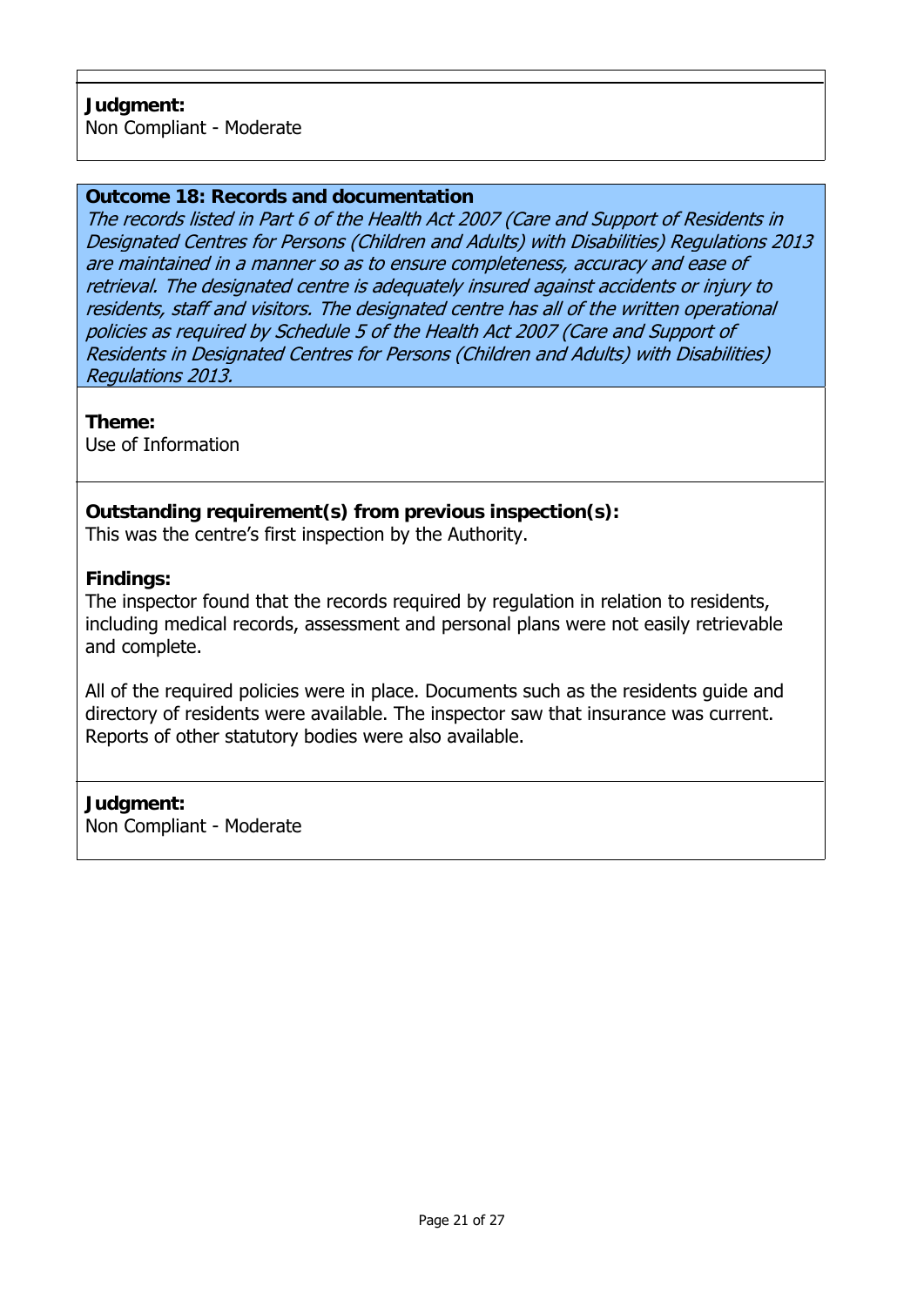**Judgment:**
Non Compliant - Moderate

### Outcome 18: Records and documentation

*The records listed in Part 6 of the Health Act 2007 (Care and Support of Residents in Designated Centres for Persons (Children and Adults) with Disabilities) Regulations 2013 are maintained in a manner so as to ensure completeness, accuracy and ease of retrieval. The designated centre is adequately insured against accidents or injury to residents, staff and visitors. The designated centre has all of the written operational policies as required by Schedule 5 of the Health Act 2007 (Care and Support of Residents in Designated Centres for Persons (Children and Adults) with Disabilities) Regulations 2013.*

**Theme:**
Use of Information

**Outstanding requirement(s) from previous inspection(s):**
This was the centre's first inspection by the Authority.

**Findings:**
The inspector found that the records required by regulation in relation to residents, including medical records, assessment and personal plans were not easily retrievable and complete.

All of the required policies were in place. Documents such as the residents guide and directory of residents were available. The inspector saw that insurance was current. Reports of other statutory bodies were also available.

**Judgment:**
Non Compliant - Moderate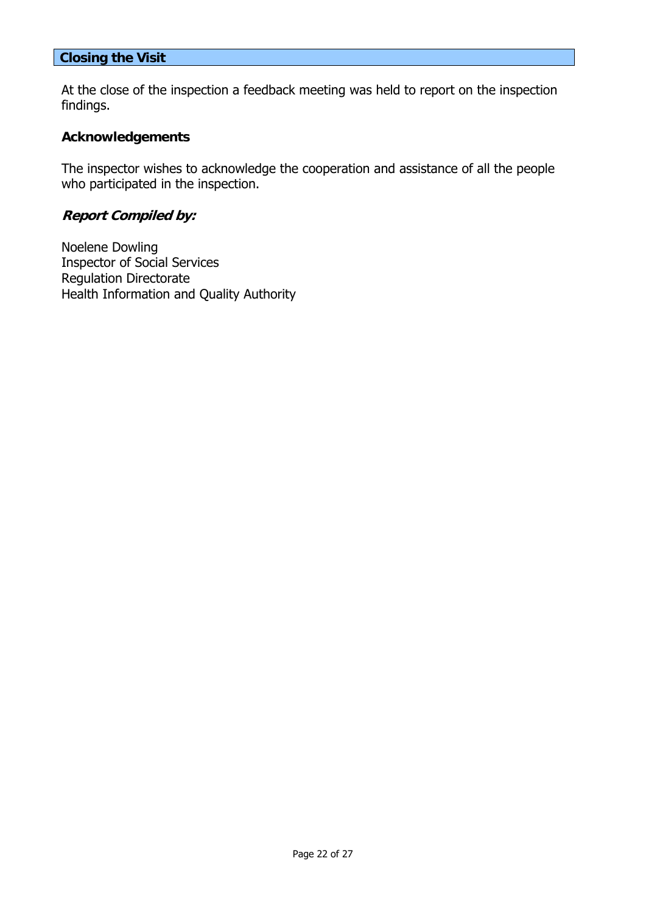## Closing the Visit

At the close of the inspection a feedback meeting was held to report on the inspection findings.

### Acknowledgements

The inspector wishes to acknowledge the cooperation and assistance of all the people who participated in the inspection.

### *Report Compiled by:*

Noelene Dowling
Inspector of Social Services
Regulation Directorate
Health Information and Quality Authority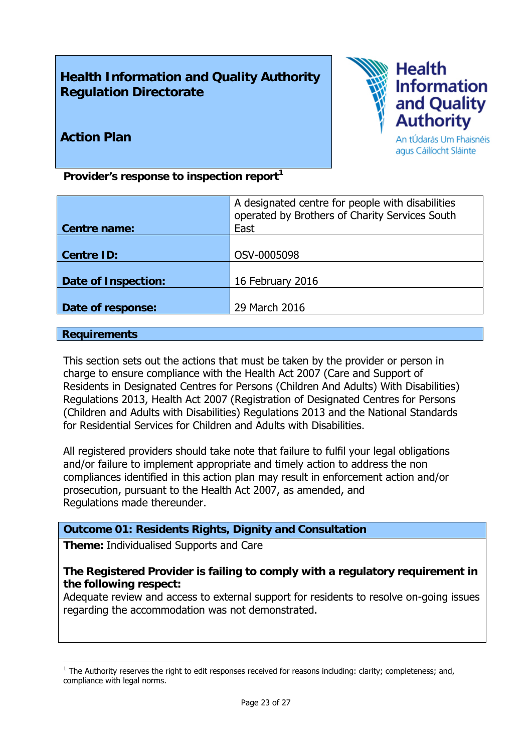## Health Information and Quality Authority
## Regulation Directorate

## Action Plan

Health Information and Quality Authority
An tÚdarás Um Fhaisnéis agus Cáilíocht Sláinte

**Provider's response to inspection report**[1]

| | |
|---|---|
| **Centre name:** | A designated centre for people with disabilities operated by Brothers of Charity Services South East |
| **Centre ID:** | OSV-0005098 |
| **Date of Inspection:** | 16 February 2016 |
| **Date of response:** | 29 March 2016 |

### Requirements

This section sets out the actions that must be taken by the provider or person in charge to ensure compliance with the Health Act 2007 (Care and Support of Residents in Designated Centres for Persons (Children And Adults) With Disabilities) Regulations 2013, Health Act 2007 (Registration of Designated Centres for Persons (Children and Adults with Disabilities) Regulations 2013 and the National Standards for Residential Services for Children and Adults with Disabilities.

All registered providers should take note that failure to fulfil your legal obligations and/or failure to implement appropriate and timely action to address the non compliances identified in this action plan may result in enforcement action and/or prosecution, pursuant to the Health Act 2007, as amended, and Regulations made thereunder.

### Outcome 01: Residents Rights, Dignity and Consultation

**Theme:** Individualised Supports and Care

**The Registered Provider is failing to comply with a regulatory requirement in the following respect:**
Adequate review and access to external support for residents to resolve on-going issues regarding the accommodation was not demonstrated.

[1] The Authority reserves the right to edit responses received for reasons including: clarity; completeness; and, compliance with legal norms.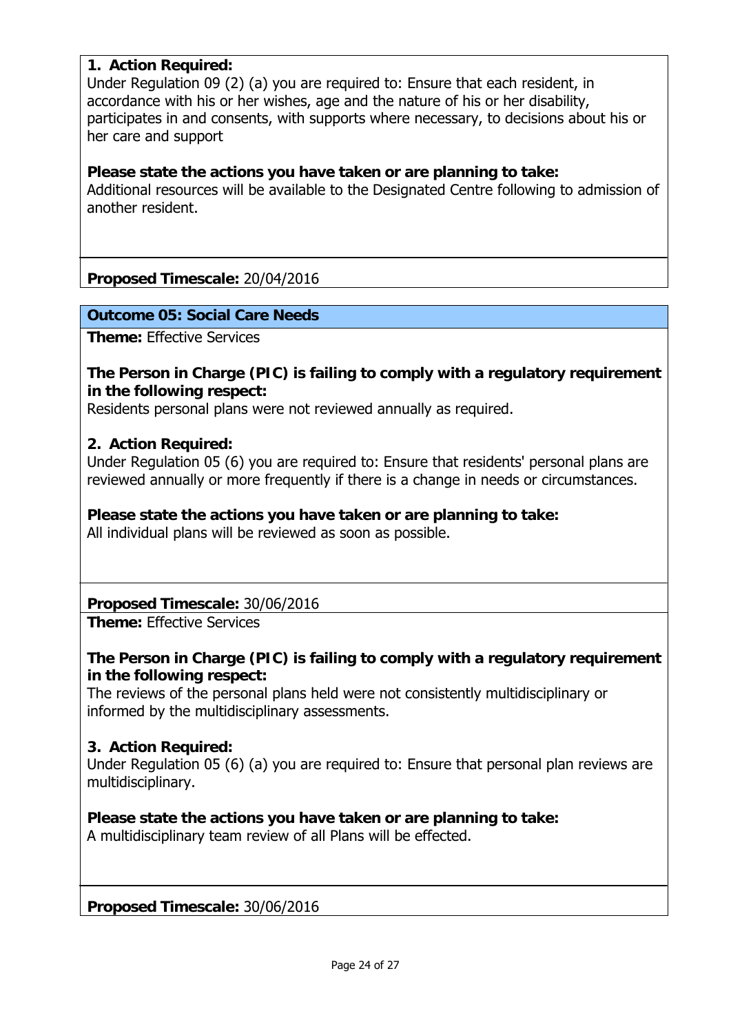**1. Action Required:**
Under Regulation 09 (2) (a) you are required to: Ensure that each resident, in accordance with his or her wishes, age and the nature of his or her disability, participates in and consents, with supports where necessary, to decisions about his or her care and support

**Please state the actions you have taken or are planning to take:**
Additional resources will be available to the Designated Centre following to admission of another resident.

**Proposed Timescale:** 20/04/2016

## Outcome 05: Social Care Needs

**Theme:** Effective Services

**The Person in Charge (PIC) is failing to comply with a regulatory requirement in the following respect:**
Residents personal plans were not reviewed annually as required.

**2. Action Required:**
Under Regulation 05 (6) you are required to: Ensure that residents' personal plans are reviewed annually or more frequently if there is a change in needs or circumstances.

**Please state the actions you have taken or are planning to take:**
All individual plans will be reviewed as soon as possible.

**Proposed Timescale:** 30/06/2016

**Theme:** Effective Services

**The Person in Charge (PIC) is failing to comply with a regulatory requirement in the following respect:**
The reviews of the personal plans held were not consistently multidisciplinary or informed by the multidisciplinary assessments.

**3. Action Required:**
Under Regulation 05 (6) (a) you are required to: Ensure that personal plan reviews are multidisciplinary.

**Please state the actions you have taken or are planning to take:**
A multidisciplinary team review of all Plans will be effected.

**Proposed Timescale:** 30/06/2016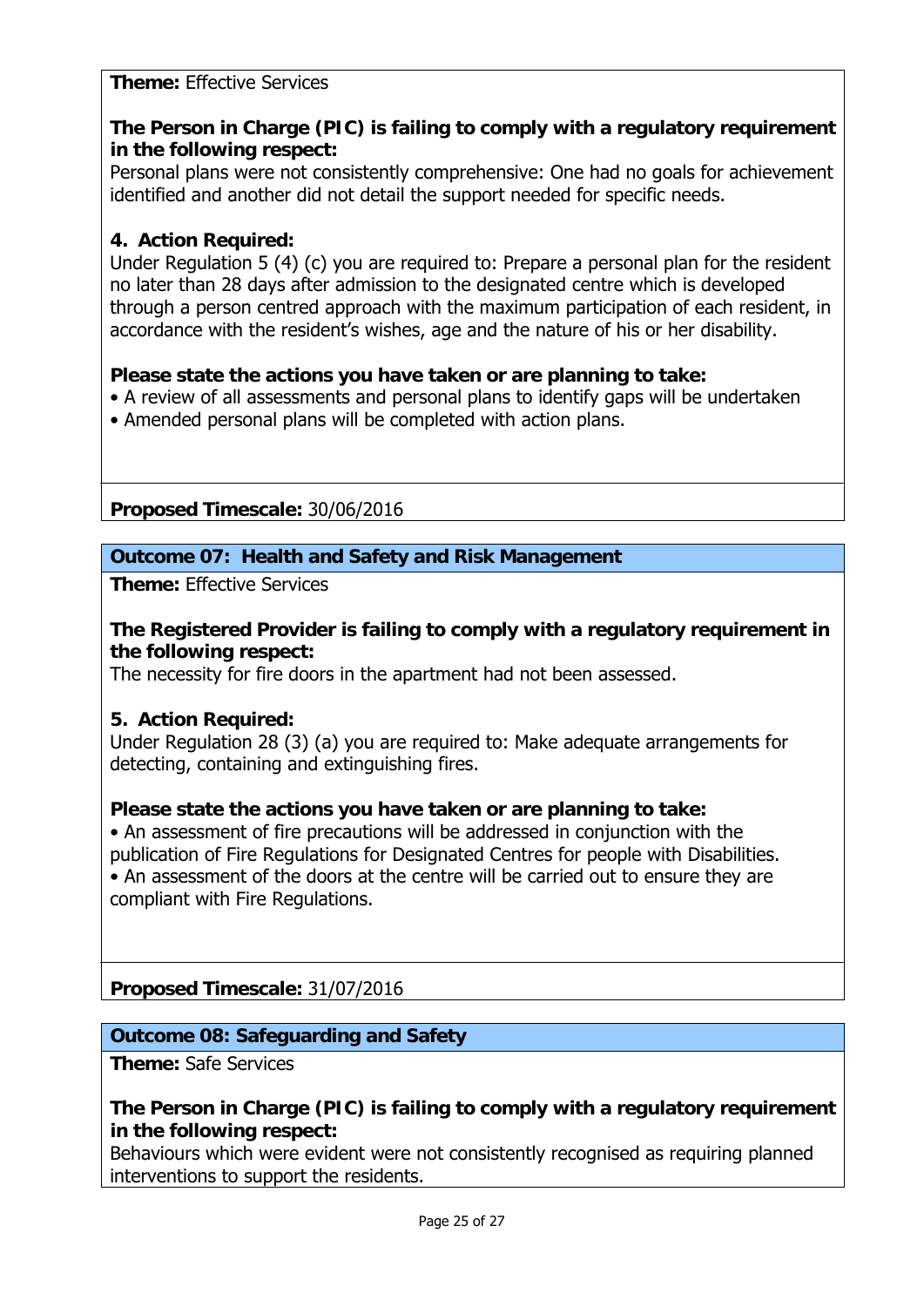**Theme:** Effective Services

**The Person in Charge (PIC) is failing to comply with a regulatory requirement in the following respect:**
Personal plans were not consistently comprehensive: One had no goals for achievement identified and another did not detail the support needed for specific needs.

**4. Action Required:**
Under Regulation 5 (4) (c) you are required to: Prepare a personal plan for the resident no later than 28 days after admission to the designated centre which is developed through a person centred approach with the maximum participation of each resident, in accordance with the resident's wishes, age and the nature of his or her disability.

**Please state the actions you have taken or are planning to take:**
- A review of all assessments and personal plans to identify gaps will be undertaken
- Amended personal plans will be completed with action plans.

**Proposed Timescale:** 30/06/2016

## Outcome 07: Health and Safety and Risk Management

**Theme:** Effective Services

**The Registered Provider is failing to comply with a regulatory requirement in the following respect:**
The necessity for fire doors in the apartment had not been assessed.

**5. Action Required:**
Under Regulation 28 (3) (a) you are required to: Make adequate arrangements for detecting, containing and extinguishing fires.

**Please state the actions you have taken or are planning to take:**
- An assessment of fire precautions will be addressed in conjunction with the publication of Fire Regulations for Designated Centres for people with Disabilities.
- An assessment of the doors at the centre will be carried out to ensure they are compliant with Fire Regulations.

**Proposed Timescale:** 31/07/2016

## Outcome 08: Safeguarding and Safety

**Theme:** Safe Services

**The Person in Charge (PIC) is failing to comply with a regulatory requirement in the following respect:**
Behaviours which were evident were not consistently recognised as requiring planned interventions to support the residents.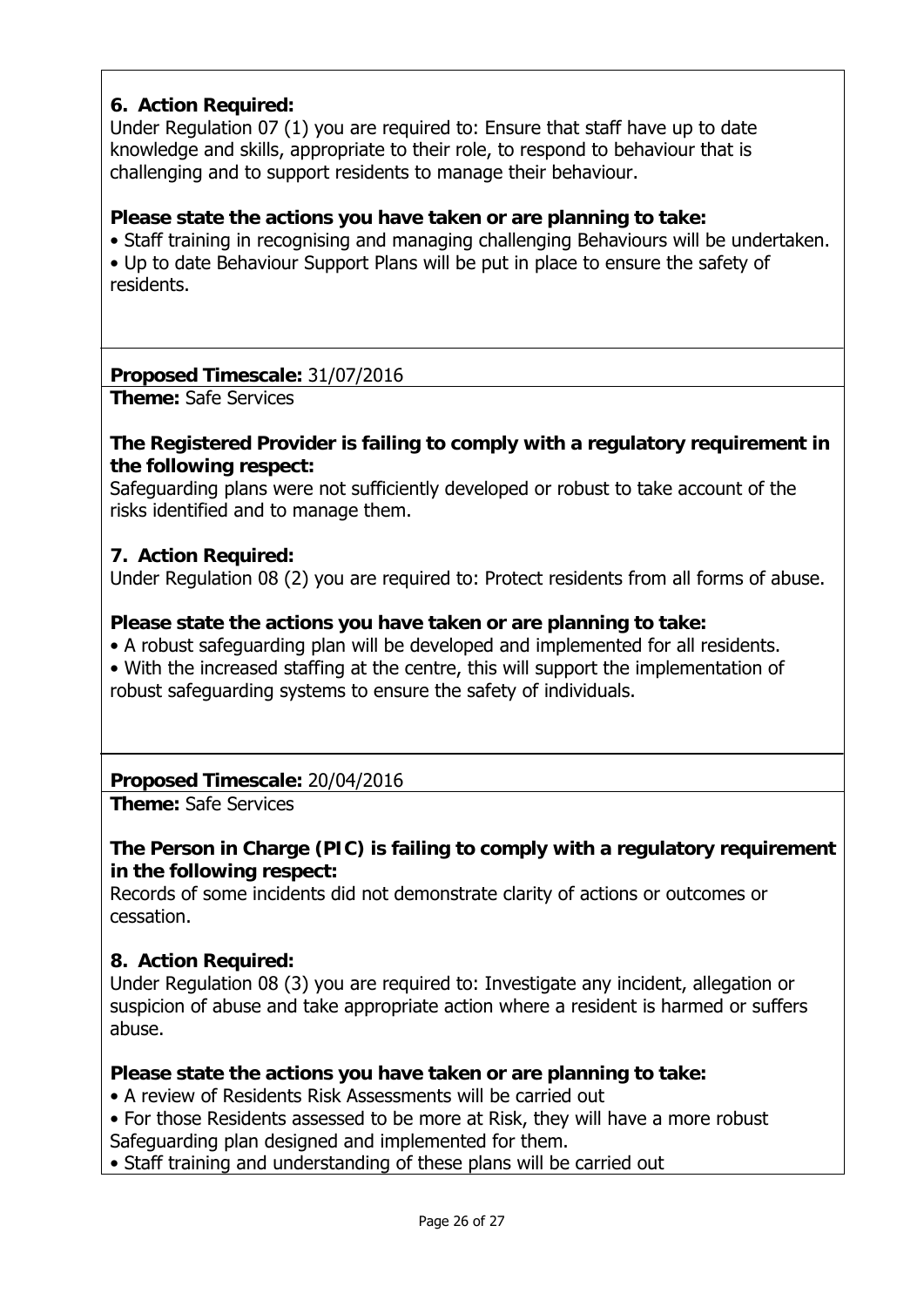**6. Action Required:**
Under Regulation 07 (1) you are required to: Ensure that staff have up to date knowledge and skills, appropriate to their role, to respond to behaviour that is challenging and to support residents to manage their behaviour.

**Please state the actions you have taken or are planning to take:**

- Staff training in recognising and managing challenging Behaviours will be undertaken.
- Up to date Behaviour Support Plans will be put in place to ensure the safety of residents.

**Proposed Timescale:** 31/07/2016

**Theme:** Safe Services

**The Registered Provider is failing to comply with a regulatory requirement in the following respect:**
Safeguarding plans were not sufficiently developed or robust to take account of the risks identified and to manage them.

**7. Action Required:**
Under Regulation 08 (2) you are required to: Protect residents from all forms of abuse.

**Please state the actions you have taken or are planning to take:**

- A robust safeguarding plan will be developed and implemented for all residents.
- With the increased staffing at the centre, this will support the implementation of robust safeguarding systems to ensure the safety of individuals.

**Proposed Timescale:** 20/04/2016

**Theme:** Safe Services

**The Person in Charge (PIC) is failing to comply with a regulatory requirement in the following respect:**
Records of some incidents did not demonstrate clarity of actions or outcomes or cessation.

**8. Action Required:**
Under Regulation 08 (3) you are required to: Investigate any incident, allegation or suspicion of abuse and take appropriate action where a resident is harmed or suffers abuse.

**Please state the actions you have taken or are planning to take:**

- A review of Residents Risk Assessments will be carried out
- For those Residents assessed to be more at Risk, they will have a more robust Safeguarding plan designed and implemented for them.
- Staff training and understanding of these plans will be carried out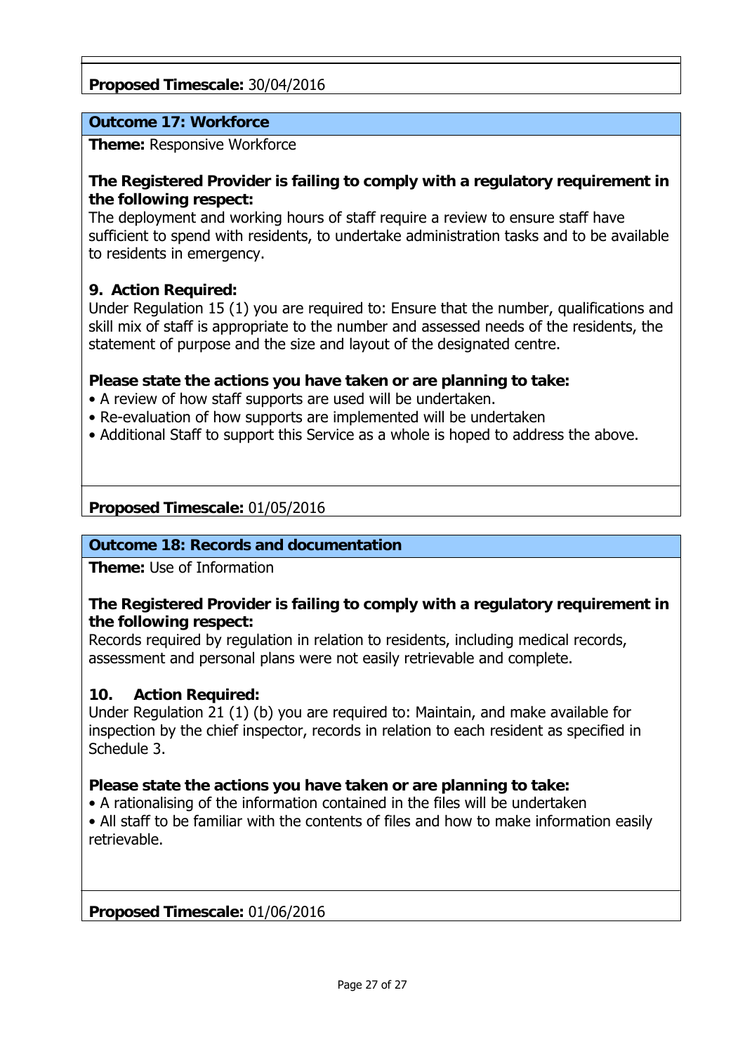**Proposed Timescale:** 30/04/2016

## Outcome 17: Workforce

**Theme:** Responsive Workforce

**The Registered Provider is failing to comply with a regulatory requirement in the following respect:**
The deployment and working hours of staff require a review to ensure staff have sufficient to spend with residents, to undertake administration tasks and to be available to residents in emergency.

**9. Action Required:**
Under Regulation 15 (1) you are required to: Ensure that the number, qualifications and skill mix of staff is appropriate to the number and assessed needs of the residents, the statement of purpose and the size and layout of the designated centre.

**Please state the actions you have taken or are planning to take:**
- A review of how staff supports are used will be undertaken.
- Re-evaluation of how supports are implemented will be undertaken
- Additional Staff to support this Service as a whole is hoped to address the above.

**Proposed Timescale:** 01/05/2016

## Outcome 18: Records and documentation

**Theme:** Use of Information

**The Registered Provider is failing to comply with a regulatory requirement in the following respect:**
Records required by regulation in relation to residents, including medical records, assessment and personal plans were not easily retrievable and complete.

**10. Action Required:**
Under Regulation 21 (1) (b) you are required to: Maintain, and make available for inspection by the chief inspector, records in relation to each resident as specified in Schedule 3.

**Please state the actions you have taken or are planning to take:**
- A rationalising of the information contained in the files will be undertaken
- All staff to be familiar with the contents of files and how to make information easily retrievable.

**Proposed Timescale:** 01/06/2016